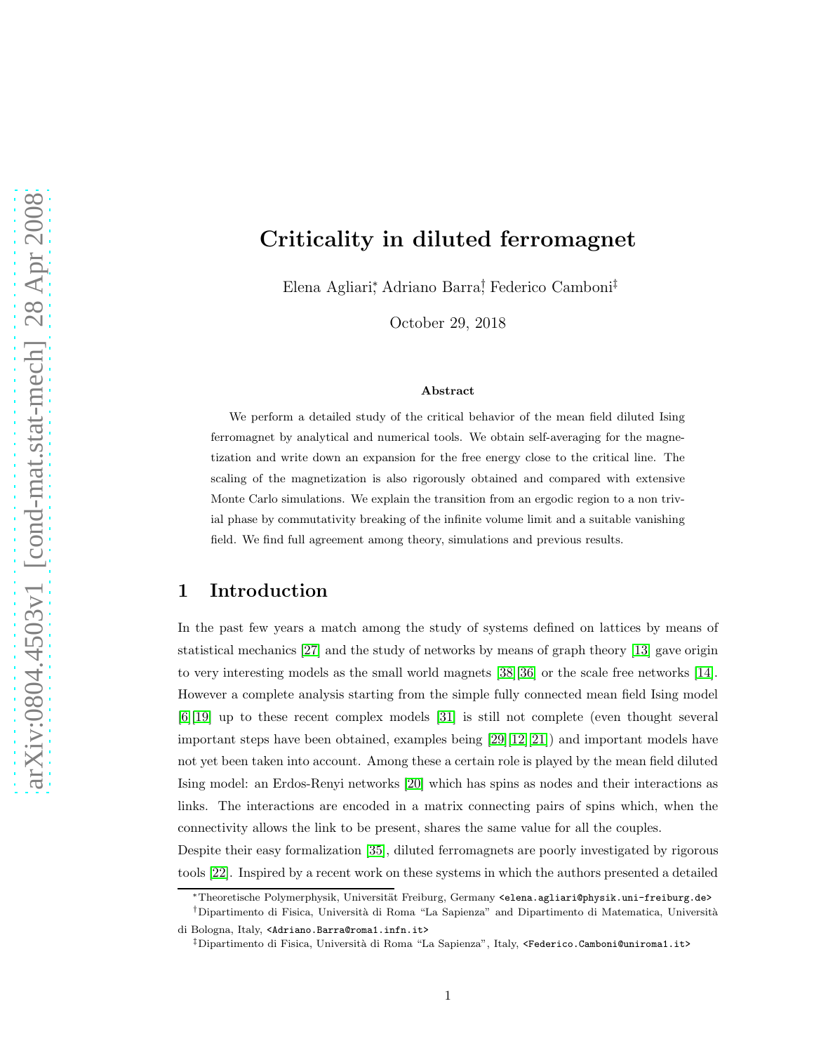# Criticality in diluted ferromagnet

Elena Agliari[*], Adriano Barra[†], Federico Camboni[‡]

October 29, 2018

### Abstract

We perform a detailed study of the critical behavior of the mean field diluted Ising ferromagnet by analytical and numerical tools. We obtain self-averaging for the magnetization and write down an expansion for the free energy close to the critical line. The scaling of the magnetization is also rigorously obtained and compared with extensive Monte Carlo simulations. We explain the transition from an ergodic region to a non trivial phase by commutativity breaking of the infinite volume limit and a suitable vanishing field. We find full agreement among theory, simulations and previous results.

## 1 Introduction

In the past few years a match among the study of systems defined on lattices by means of statistical mechanics [27] and the study of networks by means of graph theory [13] gave origin to very interesting models as the small world magnets [38][36] or the scale free networks [14]. However a complete analysis starting from the simple fully connected mean field Ising model [6][19] up to these recent complex models [31] is still not complete (even thought several important steps have been obtained, examples being [29][12][21]) and important models have not yet been taken into account. Among these a certain role is played by the mean field diluted Ising model: an Erdos-Renyi networks [20] which has spins as nodes and their interactions as links. The interactions are encoded in a matrix connecting pairs of spins which, when the connectivity allows the link to be present, shares the same value for all the couples.

Despite their easy formalization [35], diluted ferromagnets are poorly investigated by rigorous tools [22]. Inspired by a recent work on these systems in which the authors presented a detailed

[*] Theoretische Polymerphysik, Universität Freiburg, Germany <elena.agliari@physik.uni-freiburg.de>

[†] Dipartimento di Fisica, Università di Roma "La Sapienza" and Dipartimento di Matematica, Università di Bologna, Italy, <Adriano.Barra@roma1.infn.it>

[‡] Dipartimento di Fisica, Università di Roma "La Sapienza", Italy, <Federico.Camboni@uniroma1.it>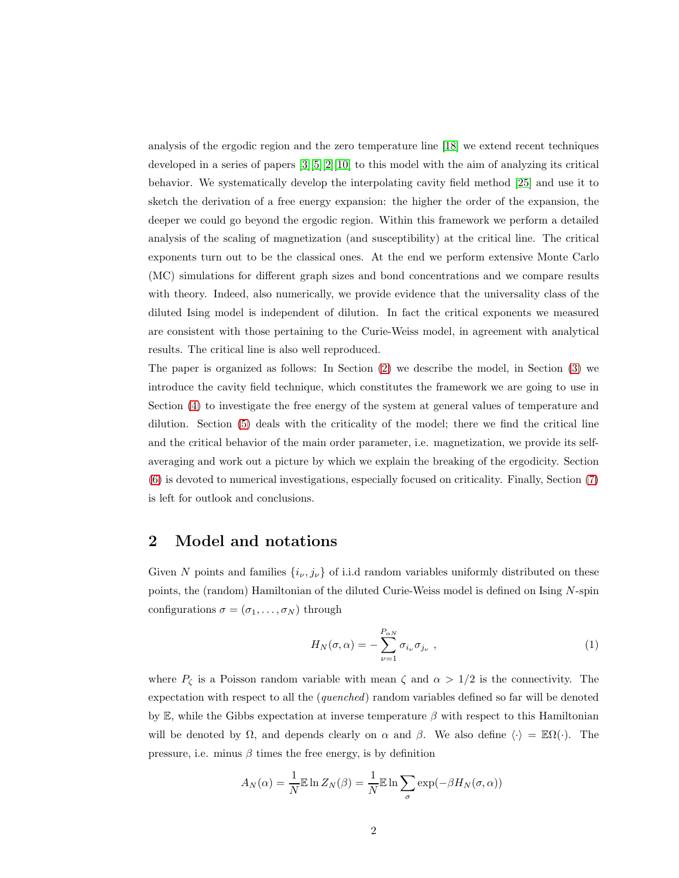analysis of the ergodic region and the zero temperature line [18] we extend recent techniques developed in a series of papers [3][5][2][10] to this model with the aim of analyzing its critical behavior. We systematically develop the interpolating cavity field method [25] and use it to sketch the derivation of a free energy expansion: the higher the order of the expansion, the deeper we could go beyond the ergodic region. Within this framework we perform a detailed analysis of the scaling of magnetization (and susceptibility) at the critical line. The critical exponents turn out to be the classical ones. At the end we perform extensive Monte Carlo (MC) simulations for different graph sizes and bond concentrations and we compare results with theory. Indeed, also numerically, we provide evidence that the universality class of the diluted Ising model is independent of dilution. In fact the critical exponents we measured are consistent with those pertaining to the Curie-Weiss model, in agreement with analytical results. The critical line is also well reproduced.

The paper is organized as follows: In Section (2) we describe the model, in Section (3) we introduce the cavity field technique, which constitutes the framework we are going to use in Section (4) to investigate the free energy of the system at general values of temperature and dilution. Section (5) deals with the criticality of the model; there we find the critical line and the critical behavior of the main order parameter, i.e. magnetization, we provide its self-averaging and work out a picture by which we explain the breaking of the ergodicity. Section (6) is devoted to numerical investigations, especially focused on criticality. Finally, Section (7) is left for outlook and conclusions.

## 2 Model and notations

Given $N$ points and families $\{i_\nu, j_\nu\}$ of i.i.d random variables uniformly distributed on these points, the (random) Hamiltonian of the diluted Curie-Weiss model is defined on Ising $N$-spin configurations $\sigma = (\sigma_1, \dots, \sigma_N)$ through

$$H_N(\sigma, \alpha) = -\sum_{\nu=1}^{P_{\alpha N}} \sigma_{i_\nu} \sigma_{j_\nu} \ , \tag{1}$$

where $P_\zeta$ is a Poisson random variable with mean $\zeta$ and $\alpha > 1/2$ is the connectivity. The expectation with respect to all the (*quenched*) random variables defined so far will be denoted by $\mathbb{E}$, while the Gibbs expectation at inverse temperature $\beta$ with respect to this Hamiltonian will be denoted by $\Omega$, and depends clearly on $\alpha$ and $\beta$. We also define $\langle \cdot \rangle = \mathbb{E}\Omega(\cdot)$. The pressure, i.e. minus $\beta$ times the free energy, is by definition

$$A_N(\alpha) = \frac{1}{N}\mathbb{E} \ln Z_N(\beta) = \frac{1}{N}\mathbb{E} \ln \sum_\sigma \exp(-\beta H_N(\sigma, \alpha))$$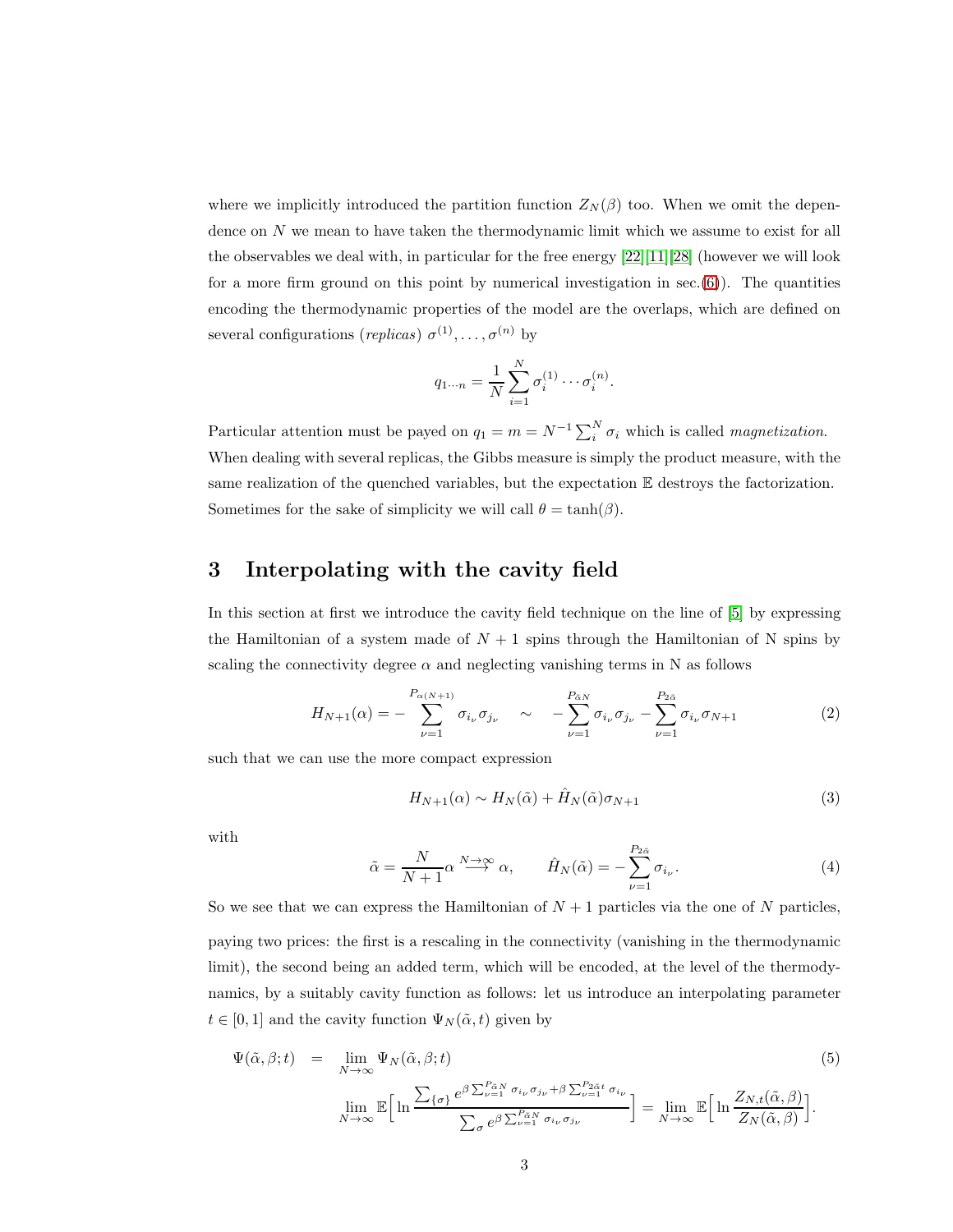where we implicitly introduced the partition function $Z_N(\beta)$ too. When we omit the dependence on $N$ we mean to have taken the thermodynamic limit which we assume to exist for all the observables we deal with, in particular for the free energy [22][11][28] (however we will look for a more firm ground on this point by numerical investigation in sec.(6)). The quantities encoding the thermodynamic properties of the model are the overlaps, which are defined on several configurations (*replicas*) $\sigma^{(1)}, \dots, \sigma^{(n)}$ by

$$q_{1\cdots n} = \frac{1}{N}\sum_{i=1}^{N} \sigma_i^{(1)} \cdots \sigma_i^{(n)}.$$

Particular attention must be payed on $q_1 = m = N^{-1}\sum_i^N \sigma_i$ which is called *magnetization*. When dealing with several replicas, the Gibbs measure is simply the product measure, with the same realization of the quenched variables, but the expectation $\mathbb{E}$ destroys the factorization. Sometimes for the sake of simplicity we will call $\theta = \tanh(\beta)$.

# 3 Interpolating with the cavity field

In this section at first we introduce the cavity field technique on the line of [5] by expressing the Hamiltonian of a system made of $N+1$ spins through the Hamiltonian of N spins by scaling the connectivity degree $\alpha$ and neglecting vanishing terms in N as follows

$$H_{N+1}(\alpha) = -\sum_{\nu=1}^{P_{\alpha(N+1)}} \sigma_{i_\nu}\sigma_{j_\nu} \quad \sim \quad -\sum_{\nu=1}^{P_{\tilde{\alpha}N}} \sigma_{i_\nu}\sigma_{j_\nu} - \sum_{\nu=1}^{P_{2\tilde{\alpha}}} \sigma_{i_\nu}\sigma_{N+1} \tag{2}$$

such that we can use the more compact expression

$$H_{N+1}(\alpha) \sim H_N(\tilde{\alpha}) + \hat{H}_N(\tilde{\alpha})\sigma_{N+1} \tag{3}$$

with

$$\tilde{\alpha} = \frac{N}{N+1}\alpha \overset{N\to\infty}{\longrightarrow} \alpha, \qquad \hat{H}_N(\tilde{\alpha}) = -\sum_{\nu=1}^{P_{2\tilde{\alpha}}} \sigma_{i_\nu}. \tag{4}$$

So we see that we can express the Hamiltonian of $N+1$ particles via the one of $N$ particles, paying two prices: the first is a rescaling in the connectivity (vanishing in the thermodynamic limit), the second being an added term, which will be encoded, at the level of the thermodynamics, by a suitably cavity function as follows: let us introduce an interpolating parameter $t \in [0,1]$ and the cavity function $\Psi_N(\tilde{\alpha}, t)$ given by

$$\begin{aligned}
\Psi(\tilde{\alpha}, \beta; t) &= \lim_{N\to\infty} \Psi_N(\tilde{\alpha}, \beta; t) \\
&\lim_{N\to\infty} \mathbb{E}\Big[\ln \frac{\sum_{\{\sigma\}} e^{\beta\sum_{\nu=1}^{P_{\tilde{\alpha}N}} \sigma_{i_\nu}\sigma_{j_\nu} + \beta\sum_{\nu=1}^{P_{2\tilde{\alpha}t}} \sigma_{i_\nu}}}{\sum_{\sigma} e^{\beta\sum_{\nu=1}^{P_{\tilde{\alpha}N}} \sigma_{i_\nu}\sigma_{j_\nu}}}\Big] = \lim_{N\to\infty} \mathbb{E}\Big[\ln \frac{Z_{N,t}(\tilde{\alpha}, \beta)}{Z_N(\tilde{\alpha}, \beta)}\Big].
\end{aligned} \tag{5}$$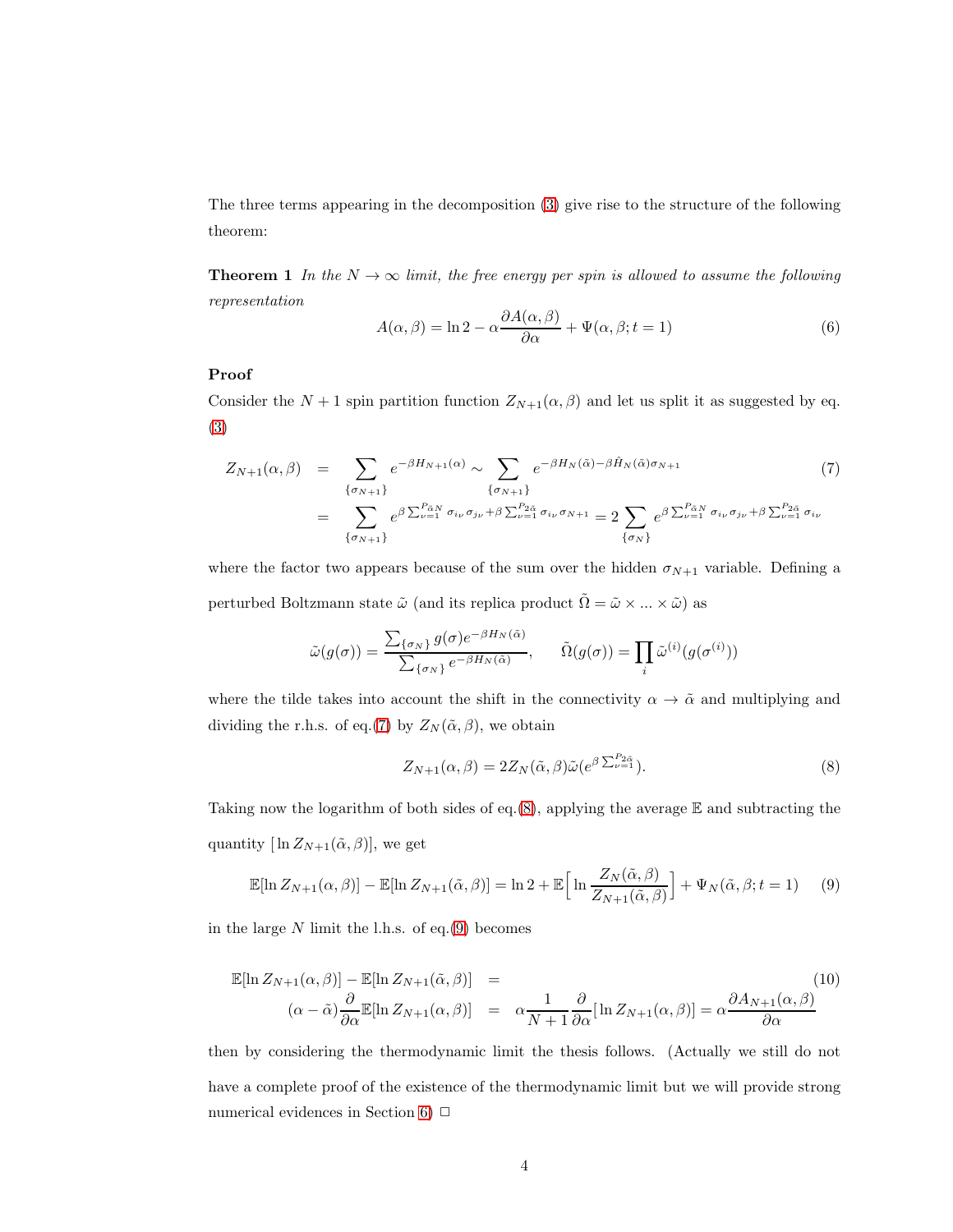The three terms appearing in the decomposition (3) give rise to the structure of the following theorem:

**Theorem 1** *In the $N \to \infty$ limit, the free energy per spin is allowed to assume the following representation*

$$A(\alpha,\beta) = \ln 2 - \alpha \frac{\partial A(\alpha,\beta)}{\partial \alpha} + \Psi(\alpha,\beta; t=1) \tag{6}$$

**Proof**

Consider the $N+1$ spin partition function $Z_{N+1}(\alpha,\beta)$ and let us split it as suggested by eq. (3)

$$\begin{aligned} Z_{N+1}(\alpha,\beta) &= \sum_{\{\sigma_{N+1}\}} e^{-\beta H_{N+1}(\alpha)} \sim \sum_{\{\sigma_{N+1}\}} e^{-\beta H_N(\tilde{\alpha}) - \beta \hat{H}_N(\tilde{\alpha})\sigma_{N+1}} \\ &= \sum_{\{\sigma_{N+1}\}} e^{\beta \sum_{\nu=1}^{P_{\tilde{\alpha}N}} \sigma_{i_\nu}\sigma_{j_\nu} + \beta \sum_{\nu=1}^{P_{2\tilde{\alpha}}} \sigma_{i_\nu}\sigma_{N+1}} = 2 \sum_{\{\sigma_N\}} e^{\beta \sum_{\nu=1}^{P_{\tilde{\alpha}N}} \sigma_{i_\nu}\sigma_{j_\nu} + \beta \sum_{\nu=1}^{P_{2\tilde{\alpha}}} \sigma_{i_\nu}} \end{aligned} \tag{7}$$

where the factor two appears because of the sum over the hidden $\sigma_{N+1}$ variable. Defining a perturbed Boltzmann state $\tilde{\omega}$ (and its replica product $\tilde{\Omega} = \tilde{\omega} \times ... \times \tilde{\omega}$) as

$$\tilde{\omega}(g(\sigma)) = \frac{\sum_{\{\sigma_N\}} g(\sigma) e^{-\beta H_N(\tilde{\alpha})}}{\sum_{\{\sigma_N\}} e^{-\beta H_N(\tilde{\alpha})}}, \qquad \tilde{\Omega}(g(\sigma)) = \prod_i \tilde{\omega}^{(i)}(g(\sigma^{(i)}))$$

where the tilde takes into account the shift in the connectivity $\alpha \to \tilde{\alpha}$ and multiplying and dividing the r.h.s. of eq.(7) by $Z_N(\tilde{\alpha},\beta)$, we obtain

$$Z_{N+1}(\alpha,\beta) = 2 Z_N(\tilde{\alpha},\beta)\tilde{\omega}(e^{\beta \sum_{\nu=1}^{P_{2\tilde{\alpha}}}}). \tag{8}$$

Taking now the logarithm of both sides of eq.(8), applying the average $\mathbb{E}$ and subtracting the quantity $[\ln Z_{N+1}(\tilde{\alpha},\beta)]$, we get

$$\mathbb{E}[\ln Z_{N+1}(\alpha,\beta)] - \mathbb{E}[\ln Z_{N+1}(\tilde{\alpha},\beta)] = \ln 2 + \mathbb{E}\Big[\ln \frac{Z_N(\tilde{\alpha},\beta)}{Z_{N+1}(\tilde{\alpha},\beta)}\Big] + \Psi_N(\tilde{\alpha},\beta; t=1) \tag{9}$$

in the large $N$ limit the l.h.s. of eq.(9) becomes

$$\begin{aligned} \mathbb{E}[\ln Z_{N+1}(\alpha,\beta)] - \mathbb{E}[\ln Z_{N+1}(\tilde{\alpha},\beta)] &= \\ (\alpha - \tilde{\alpha})\frac{\partial}{\partial \alpha}\mathbb{E}[\ln Z_{N+1}(\alpha,\beta)] &= \alpha \frac{1}{N+1}\frac{\partial}{\partial \alpha}[\ln Z_{N+1}(\alpha,\beta)] = \alpha \frac{\partial A_{N+1}(\alpha,\beta)}{\partial \alpha} \end{aligned} \tag{10}$$

then by considering the thermodynamic limit the thesis follows. (Actually we still do not have a complete proof of the existence of the thermodynamic limit but we will provide strong numerical evidences in Section 6) $\Box$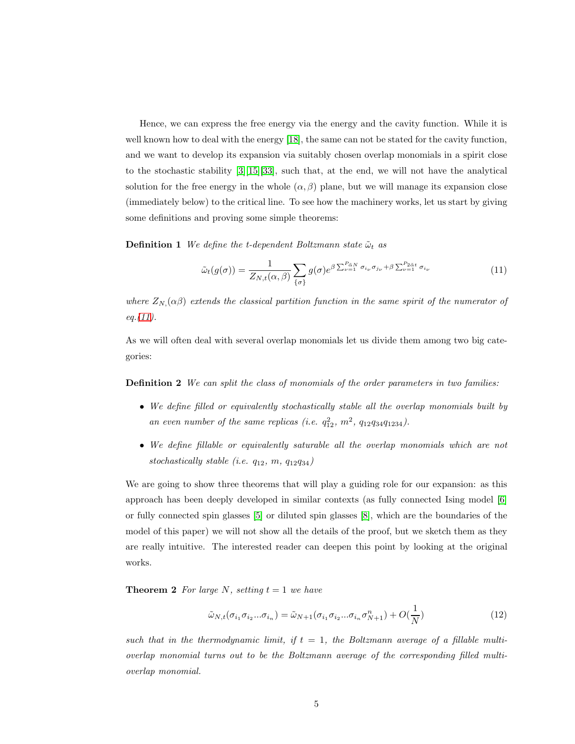Hence, we can express the free energy via the energy and the cavity function. While it is well known how to deal with the energy [18], the same can not be stated for the cavity function, and we want to develop its expansion via suitably chosen overlap monomials in a spirit close to the stochastic stability [3][15][33], such that, at the end, we will not have the analytical solution for the free energy in the whole $(\alpha, \beta)$ plane, but we will manage its expansion close (immediately below) to the critical line. To see how the machinery works, let us start by giving some definitions and proving some simple theorems:

**Definition 1** *We define the t-dependent Boltzmann state $\tilde{\omega}_t$ as*

$$\tilde{\omega}_t(g(\sigma)) = \frac{1}{Z_{N,t}(\alpha,\beta)} \sum_{\{\sigma\}} g(\sigma) e^{\beta \sum_{\nu=1}^{P_{\tilde{\alpha}N}} \sigma_{i_\nu}\sigma_{j_\nu} + \beta \sum_{\nu=1}^{P_{2\tilde{\alpha}t}} \sigma_{i_\nu}} \tag{11}$$

*where $Z_{N,}(\alpha\beta)$ extends the classical partition function in the same spirit of the numerator of eq.(11).*

As we will often deal with several overlap monomials let us divide them among two big categories:

**Definition 2** *We can split the class of monomials of the order parameters in two families:*

- *We define filled or equivalently stochastically stable all the overlap monomials built by an even number of the same replicas (i.e. $q_{12}^2$, $m^2$, $q_{12}q_{34}q_{1234}$).*
- *We define fillable or equivalently saturable all the overlap monomials which are not stochastically stable (i.e. $q_{12}$, $m$, $q_{12}q_{34}$)*

We are going to show three theorems that will play a guiding role for our expansion: as this approach has been deeply developed in similar contexts (as fully connected Ising model [6] or fully connected spin glasses [5] or diluted spin glasses [8], which are the boundaries of the model of this paper) we will not show all the details of the proof, but we sketch them as they are really intuitive. The interested reader can deepen this point by looking at the original works.

**Theorem 2** *For large $N$, setting $t = 1$ we have*

$$\tilde{\omega}_{N,t}(\sigma_{i_1}\sigma_{i_2}...\sigma_{i_n}) = \tilde{\omega}_{N+1}(\sigma_{i_1}\sigma_{i_2}...\sigma_{i_n}\sigma_{N+1}^n) + O(\frac{1}{N}) \tag{12}$$

*such that in the thermodynamic limit, if $t = 1$, the Boltzmann average of a fillable multi-overlap monomial turns out to be the Boltzmann average of the corresponding filled multi-overlap monomial.*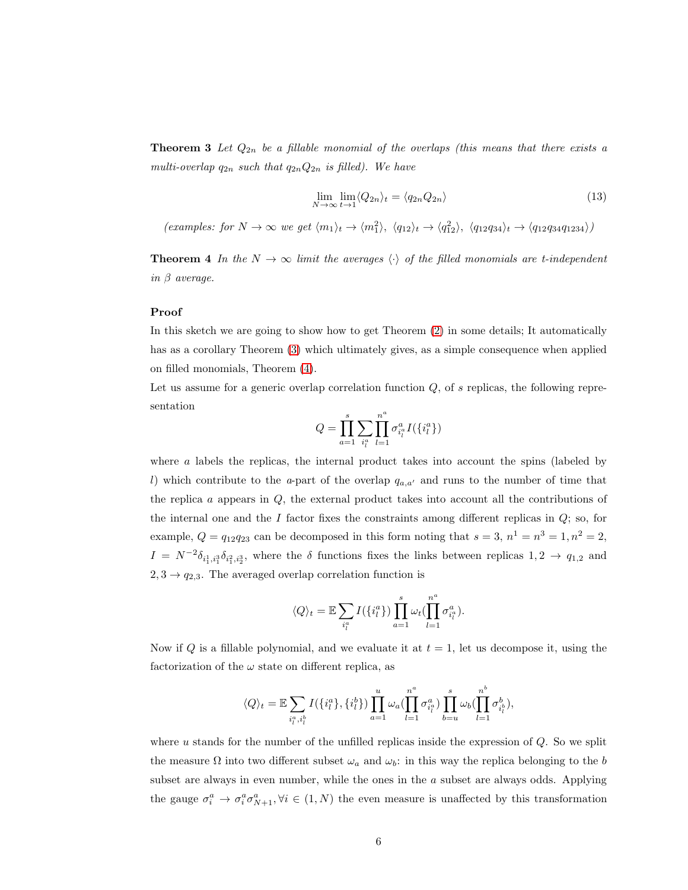**Theorem 3** *Let $Q_{2n}$ be a fillable monomial of the overlaps (this means that there exists a multi-overlap $q_{2n}$ such that $q_{2n}Q_{2n}$ is filled). We have*

$$\lim_{N\to\infty}\lim_{t\to 1}\langle Q_{2n}\rangle_t = \langle q_{2n}Q_{2n}\rangle \tag{13}$$

*(examples: for $N\to\infty$ we get $\langle m_1\rangle_t \to \langle m_1^2\rangle$, $\langle q_{12}\rangle_t \to \langle q_{12}^2\rangle$, $\langle q_{12}q_{34}\rangle_t \to \langle q_{12}q_{34}q_{1234}\rangle$)*

**Theorem 4** *In the $N\to\infty$ limit the averages $\langle\cdot\rangle$ of the filled monomials are t-independent in $\beta$ average.*

**Proof**

In this sketch we are going to show how to get Theorem (2) in some details; It automatically has as a corollary Theorem (3) which ultimately gives, as a simple consequence when applied on filled monomials, Theorem (4).

Let us assume for a generic overlap correlation function $Q$, of $s$ replicas, the following representation

$$Q = \prod_{a=1}^{s}\sum_{i_l^a}\prod_{l=1}^{n^a}\sigma^a_{i_l^a} I(\{i_l^a\})$$

where $a$ labels the replicas, the internal product takes into account the spins (labeled by $l$) which contribute to the $a$-part of the overlap $q_{a,a'}$ and runs to the number of time that the replica $a$ appears in $Q$, the external product takes into account all the contributions of the internal one and the $I$ factor fixes the constraints among different replicas in $Q$; so, for example, $Q = q_{12}q_{23}$ can be decomposed in this form noting that $s=3$, $n^1 = n^3 = 1, n^2 = 2$, $I = N^{-2}\delta_{i_1^1,i_1^3}\delta_{i_1^2,i_2^3}$, where the $\delta$ functions fixes the links between replicas $1,2\to q_{1,2}$ and $2,3\to q_{2,3}$. The averaged overlap correlation function is

$$\langle Q\rangle_t = \mathbb{E}\sum_{i_l^a} I(\{i_l^a\})\prod_{a=1}^{s}\omega_t(\prod_{l=1}^{n^a}\sigma^a_{i_l^a}).$$

Now if $Q$ is a fillable polynomial, and we evaluate it at $t=1$, let us decompose it, using the factorization of the $\omega$ state on different replica, as

$$\langle Q\rangle_t = \mathbb{E}\sum_{i_l^a,i_l^b} I(\{i_l^a\},\{i_l^b\})\prod_{a=1}^{u}\omega_a(\prod_{l=1}^{n^a}\sigma^a_{i_l^a})\prod_{b=u}^{s}\omega_b(\prod_{l=1}^{n^b}\sigma^b_{i_l^b}),$$

where $u$ stands for the number of the unfilled replicas inside the expression of $Q$. So we split the measure $\Omega$ into two different subset $\omega_a$ and $\omega_b$: in this way the replica belonging to the $b$ subset are always in even number, while the ones in the $a$ subset are always odds. Applying the gauge $\sigma_i^a \to \sigma_i^a\sigma_{N+1}^a, \forall i\in(1,N)$ the even measure is unaffected by this transformation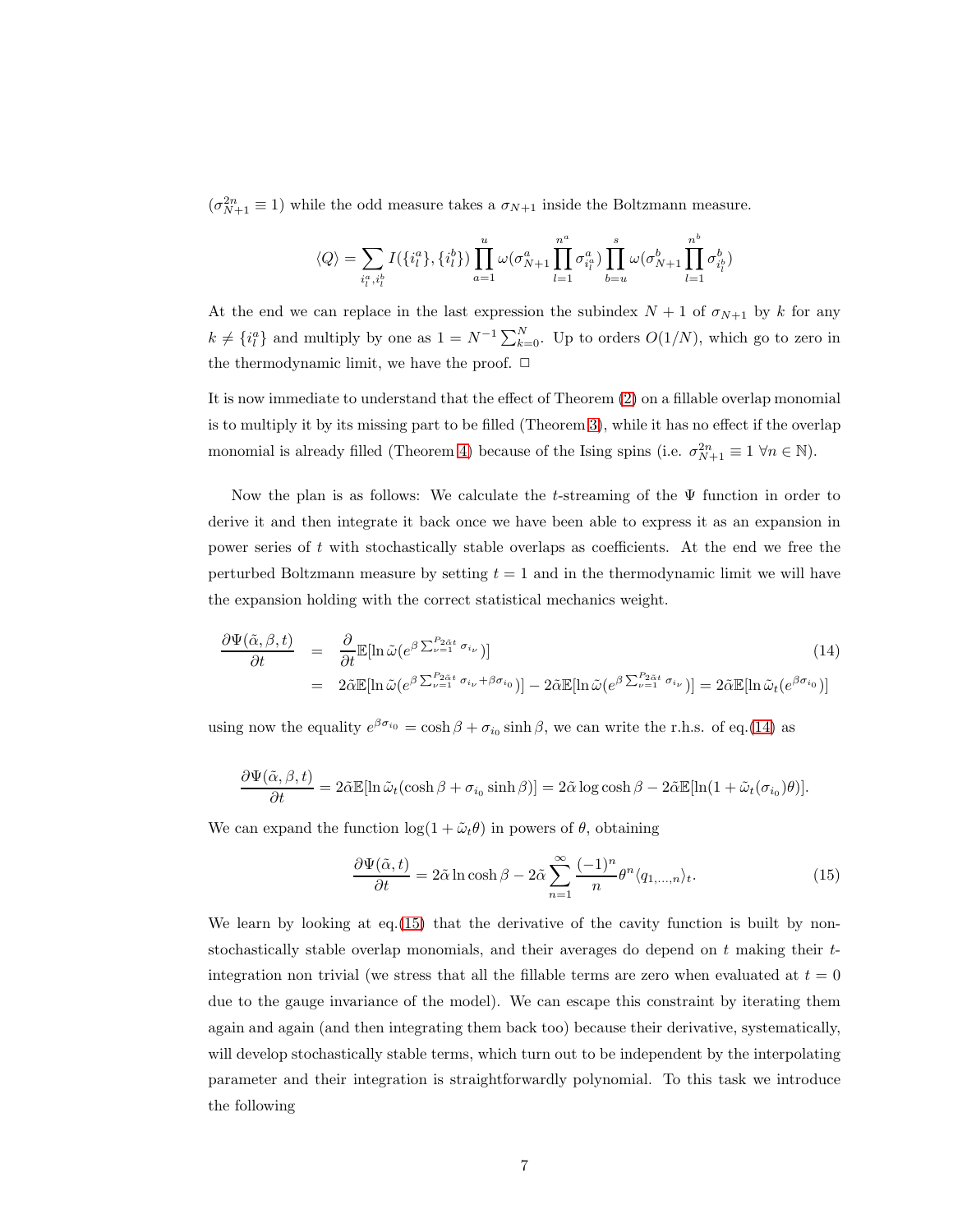($\sigma_{N+1}^{2n} \equiv 1$) while the odd measure takes a $\sigma_{N+1}$ inside the Boltzmann measure.

$$\langle Q \rangle = \sum_{i_l^a, i_l^b} I(\{i_l^a\}, \{i_l^b\}) \prod_{a=1}^{u} \omega(\sigma_{N+1}^a \prod_{l=1}^{n^a} \sigma_{i_l^a}^a) \prod_{b=u}^{s} \omega(\sigma_{N+1}^b \prod_{l=1}^{n^b} \sigma_{i_l^b}^b)$$

At the end we can replace in the last expression the subindex $N+1$ of $\sigma_{N+1}$ by $k$ for any $k \neq \{i_l^a\}$ and multiply by one as $1 = N^{-1} \sum_{k=0}^{N}$. Up to orders $O(1/N)$, which go to zero in the thermodynamic limit, we have the proof. □

It is now immediate to understand that the effect of Theorem (2) on a fillable overlap monomial is to multiply it by its missing part to be filled (Theorem 3), while it has no effect if the overlap monomial is already filled (Theorem 4) because of the Ising spins (i.e. $\sigma_{N+1}^{2n} \equiv 1 \ \forall n \in \mathbb{N}$).

Now the plan is as follows: We calculate the $t$-streaming of the $\Psi$ function in order to derive it and then integrate it back once we have been able to express it as an expansion in power series of $t$ with stochastically stable overlaps as coefficients. At the end we free the perturbed Boltzmann measure by setting $t = 1$ and in the thermodynamic limit we will have the expansion holding with the correct statistical mechanics weight.

$$\begin{aligned}
\frac{\partial \Psi(\tilde{\alpha}, \beta, t)}{\partial t} &= \frac{\partial}{\partial t} \mathbb{E}[\ln \tilde{\omega}(e^{\beta \sum_{\nu=1}^{P_{2\tilde{\alpha}t}} \sigma_{i_\nu}})] \qquad (14) \\
&= 2\tilde{\alpha} \mathbb{E}[\ln \tilde{\omega}(e^{\beta \sum_{\nu=1}^{P_{2\tilde{\alpha}t}} \sigma_{i_\nu} + \beta \sigma_{i_0}})] - 2\tilde{\alpha} \mathbb{E}[\ln \tilde{\omega}(e^{\beta \sum_{\nu=1}^{P_{2\tilde{\alpha}t}} \sigma_{i_\nu}})] = 2\tilde{\alpha} \mathbb{E}[\ln \tilde{\omega}_t(e^{\beta \sigma_{i_0}})]
\end{aligned}$$

using now the equality $e^{\beta \sigma_{i_0}} = \cosh \beta + \sigma_{i_0} \sinh \beta$, we can write the r.h.s. of eq.(14) as

$$\frac{\partial \Psi(\tilde{\alpha}, \beta, t)}{\partial t} = 2\tilde{\alpha} \mathbb{E}[\ln \tilde{\omega}_t(\cosh \beta + \sigma_{i_0} \sinh \beta)] = 2\tilde{\alpha} \log \cosh \beta - 2\tilde{\alpha} \mathbb{E}[\ln(1 + \tilde{\omega}_t(\sigma_{i_0})\theta)].$$

We can expand the function $\log(1 + \tilde{\omega}_t \theta)$ in powers of $\theta$, obtaining

$$\frac{\partial \Psi(\tilde{\alpha}, t)}{\partial t} = 2\tilde{\alpha} \ln \cosh \beta - 2\tilde{\alpha} \sum_{n=1}^{\infty} \frac{(-1)^n}{n} \theta^n \langle q_{1,\dots,n} \rangle_t. \qquad (15)$$

We learn by looking at eq.(15) that the derivative of the cavity function is built by non-stochastically stable overlap monomials, and their averages do depend on $t$ making their $t$-integration non trivial (we stress that all the fillable terms are zero when evaluated at $t = 0$ due to the gauge invariance of the model). We can escape this constraint by iterating them again and again (and then integrating them back too) because their derivative, systematically, will develop stochastically stable terms, which turn out to be independent by the interpolating parameter and their integration is straightforwardly polynomial. To this task we introduce the following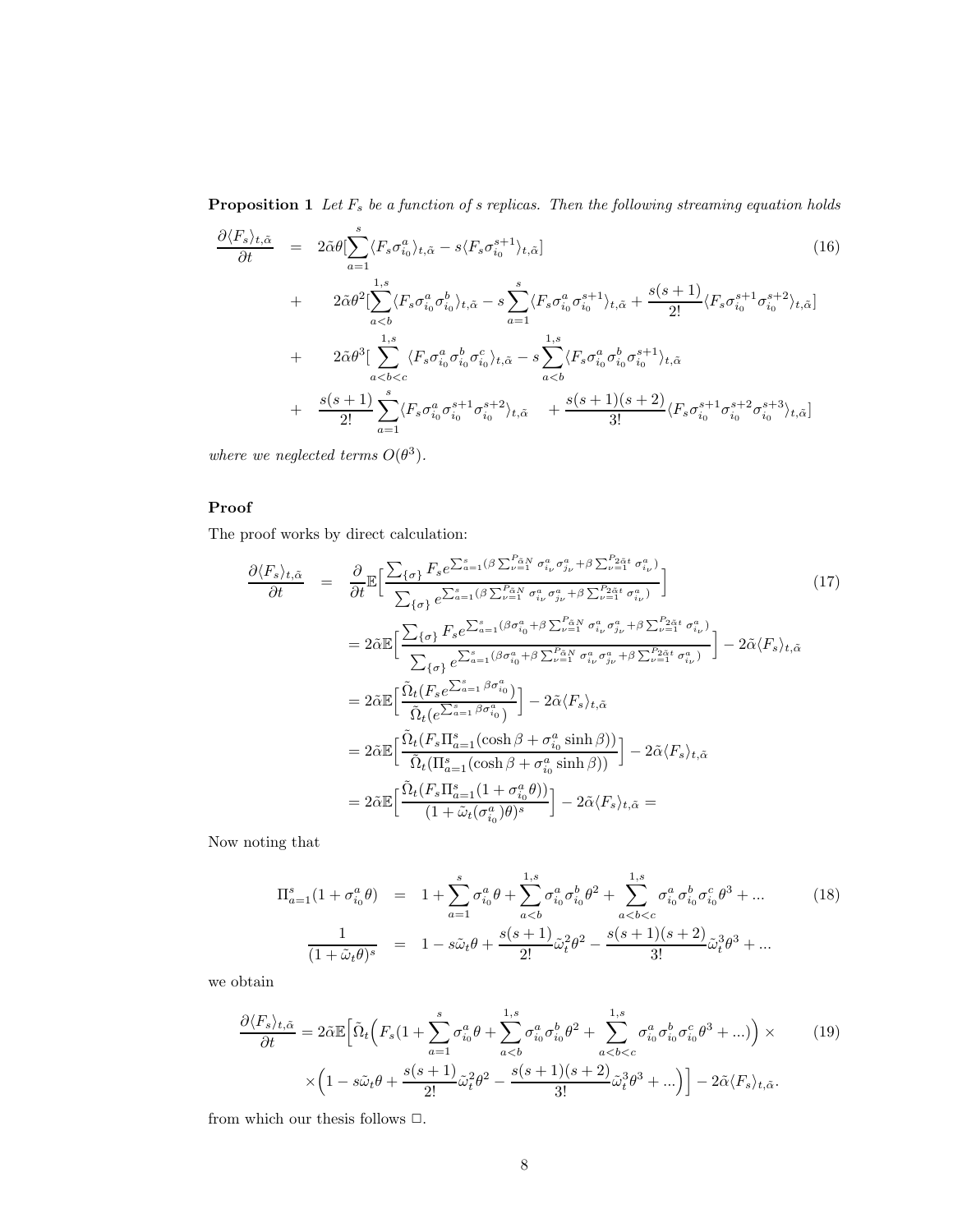**Proposition 1** *Let $F_s$ be a function of s replicas. Then the following streaming equation holds*

$$
\begin{aligned}
\frac{\partial \langle F_s \rangle_{t,\tilde{\alpha}}}{\partial t} &= 2\tilde{\alpha}\theta[\sum_{a=1}^{s} \langle F_s \sigma_{i_0}^a \rangle_{t,\tilde{\alpha}} - s \langle F_s \sigma_{i_0}^{s+1} \rangle_{t,\tilde{\alpha}}] \\
&+ \quad 2\tilde{\alpha}\theta^2[\sum_{a<b}^{1,s} \langle F_s \sigma_{i_0}^a \sigma_{i_0}^b \rangle_{t,\tilde{\alpha}} - s \sum_{a=1}^{s} \langle F_s \sigma_{i_0}^a \sigma_{i_0}^{s+1} \rangle_{t,\tilde{\alpha}} + \frac{s(s+1)}{2!} \langle F_s \sigma_{i_0}^{s+1} \sigma_{i_0}^{s+2} \rangle_{t,\tilde{\alpha}}] \\
&+ \quad 2\tilde{\alpha}\theta^3[\sum_{a<b<c}^{1,s} \langle F_s \sigma_{i_0}^a \sigma_{i_0}^b \sigma_{i_0}^c \rangle_{t,\tilde{\alpha}} - s \sum_{a<b}^{1,s} \langle F_s \sigma_{i_0}^a \sigma_{i_0}^b \sigma_{i_0}^{s+1} \rangle_{t,\tilde{\alpha}} \\
&+ \quad \frac{s(s+1)}{2!} \sum_{a=1}^{s} \langle F_s \sigma_{i_0}^a \sigma_{i_0}^{s+1} \sigma_{i_0}^{s+2} \rangle_{t,\tilde{\alpha}} \quad + \frac{s(s+1)(s+2)}{3!} \langle F_s \sigma_{i_0}^{s+1} \sigma_{i_0}^{s+2} \sigma_{i_0}^{s+3} \rangle_{t,\tilde{\alpha}}]
\end{aligned} \tag{16}
$$

*where we neglected terms $O(\theta^3)$.*

### Proof

The proof works by direct calculation:

$$
\begin{aligned}
\frac{\partial \langle F_s \rangle_{t,\tilde{\alpha}}}{\partial t} &= \frac{\partial}{\partial t} \mathbb{E}\Big[\frac{\sum_{\{\sigma\}} F_s e^{\sum_{a=1}^{s}(\beta \sum_{\nu=1}^{P_{\tilde{\alpha}N}} \sigma_{i_\nu}^a \sigma_{j_\nu}^a + \beta \sum_{\nu=1}^{P_{2\tilde{\alpha}t}} \sigma_{i_\nu}^a)}}{\sum_{\{\sigma\}} e^{\sum_{a=1}^{s}(\beta \sum_{\nu=1}^{P_{\tilde{\alpha}N}} \sigma_{i_\nu}^a \sigma_{j_\nu}^a + \beta \sum_{\nu=1}^{P_{2\tilde{\alpha}t}} \sigma_{i_\nu}^a)}}\Big] \\
&= 2\tilde{\alpha} \mathbb{E}\Big[\frac{\sum_{\{\sigma\}} F_s e^{\sum_{a=1}^{s}(\beta \sigma_{i_0}^a + \beta \sum_{\nu=1}^{P_{\tilde{\alpha}N}} \sigma_{i_\nu}^a \sigma_{j_\nu}^a + \beta \sum_{\nu=1}^{P_{2\tilde{\alpha}t}} \sigma_{i_\nu}^a)}}{\sum_{\{\sigma\}} e^{\sum_{a=1}^{s}(\beta \sigma_{i_0}^a + \beta \sum_{\nu=1}^{P_{\tilde{\alpha}N}} \sigma_{i_\nu}^a \sigma_{j_\nu}^a + \beta \sum_{\nu=1}^{P_{2\tilde{\alpha}t}} \sigma_{i_\nu}^a)}}\Big] - 2\tilde{\alpha} \langle F_s \rangle_{t,\tilde{\alpha}} \\
&= 2\tilde{\alpha} \mathbb{E}\Big[\frac{\tilde{\Omega}_t(F_s e^{\sum_{a=1}^{s} \beta \sigma_{i_0}^a})}{\tilde{\Omega}_t(e^{\sum_{a=1}^{s} \beta \sigma_{i_0}^a})}\Big] - 2\tilde{\alpha} \langle F_s \rangle_{t,\tilde{\alpha}} \\
&= 2\tilde{\alpha} \mathbb{E}\Big[\frac{\tilde{\Omega}_t(F_s \Pi_{a=1}^{s}(\cosh\beta + \sigma_{i_0}^a \sinh\beta))}{\tilde{\Omega}_t(\Pi_{a=1}^{s}(\cosh\beta + \sigma_{i_0}^a \sinh\beta))}\Big] - 2\tilde{\alpha} \langle F_s \rangle_{t,\tilde{\alpha}} \\
&= 2\tilde{\alpha} \mathbb{E}\Big[\frac{\tilde{\Omega}_t(F_s \Pi_{a=1}^{s}(1 + \sigma_{i_0}^a \theta))}{(1 + \tilde{\omega}_t(\sigma_{i_0}^a)\theta)^s}\Big] - 2\tilde{\alpha} \langle F_s \rangle_{t,\tilde{\alpha}} =
\end{aligned} \tag{17}
$$

Now noting that

$$
\begin{aligned}
\Pi_{a=1}^{s}(1 + \sigma_{i_0}^a \theta) &= 1 + \sum_{a=1}^{s} \sigma_{i_0}^a \theta + \sum_{a<b}^{1,s} \sigma_{i_0}^a \sigma_{i_0}^b \theta^2 + \sum_{a<b<c}^{1,s} \sigma_{i_0}^a \sigma_{i_0}^b \sigma_{i_0}^c \theta^3 + ... \\
\frac{1}{(1 + \tilde{\omega}_t \theta)^s} &= 1 - s\tilde{\omega}_t \theta + \frac{s(s+1)}{2!} \tilde{\omega}_t^2 \theta^2 - \frac{s(s+1)(s+2)}{3!} \tilde{\omega}_t^3 \theta^3 + ...
\end{aligned} \tag{18}
$$

we obtain

$$
\begin{aligned}
\frac{\partial \langle F_s \rangle_{t,\tilde{\alpha}}}{\partial t} = 2\tilde{\alpha} \mathbb{E}\Big[\tilde{\Omega}_t\Big(F_s(1 + \sum_{a=1}^{s} \sigma_{i_0}^a \theta + \sum_{a<b}^{1,s} \sigma_{i_0}^a \sigma_{i_0}^b \theta^2 + \sum_{a<b<c}^{1,s} \sigma_{i_0}^a \sigma_{i_0}^b \sigma_{i_0}^c \theta^3 + ...)\Big) \times \\
\times \Big(1 - s\tilde{\omega}_t \theta + \frac{s(s+1)}{2!} \tilde{\omega}_t^2 \theta^2 - \frac{s(s+1)(s+2)}{3!} \tilde{\omega}_t^3 \theta^3 + ...\Big)\Big] - 2\tilde{\alpha} \langle F_s \rangle_{t,\tilde{\alpha}}.
\end{aligned} \tag{19}
$$

from which our thesis follows $\square$.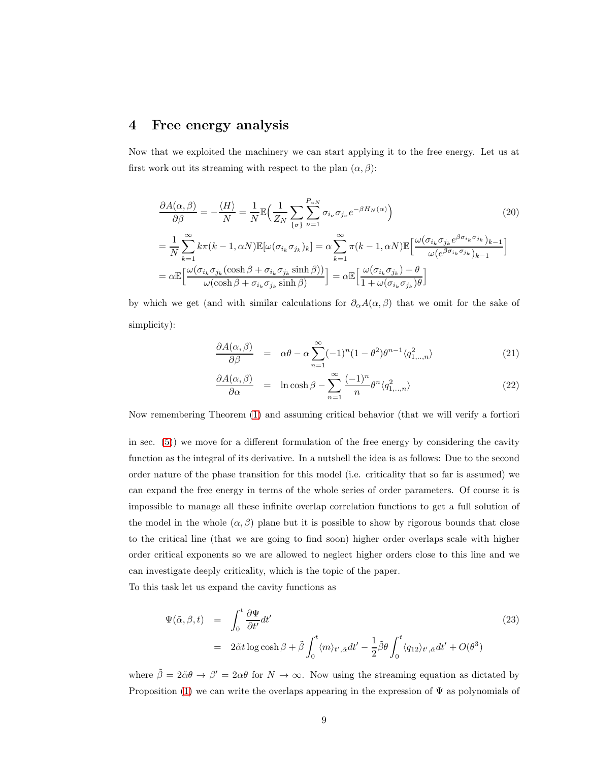## 4 Free energy analysis

Now that we exploited the machinery we can start applying it to the free energy. Let us at first work out its streaming with respect to the plan $(\alpha, \beta)$:

$$
\begin{aligned}
\frac{\partial A(\alpha,\beta)}{\partial \beta} &= -\frac{\langle H \rangle}{N} = \frac{1}{N}\mathbb{E}\Big(\frac{1}{Z_N}\sum_{\{\sigma\}}\sum_{\nu=1}^{P_{\alpha N}}\sigma_{i_\nu}\sigma_{j_\nu}e^{-\beta H_N(\alpha)}\Big) \qquad (20)\\
&= \frac{1}{N}\sum_{k=1}^{\infty}k\pi(k-1,\alpha N)\mathbb{E}[\omega(\sigma_{i_k}\sigma_{j_k})_k] = \alpha\sum_{k=1}^{\infty}\pi(k-1,\alpha N)\mathbb{E}\Big[\frac{\omega(\sigma_{i_k}\sigma_{j_k}e^{\beta\sigma_{i_k}\sigma_{j_k}})_{k-1}}{\omega(e^{\beta\sigma_{i_k}\sigma_{j_k}})_{k-1}}\Big]\\
&= \alpha\mathbb{E}\Big[\frac{\omega(\sigma_{i_k}\sigma_{j_k}(\cosh\beta+\sigma_{i_k}\sigma_{j_k}\sinh\beta))}{\omega(\cosh\beta+\sigma_{i_k}\sigma_{j_k}\sinh\beta)}\Big] = \alpha\mathbb{E}\Big[\frac{\omega(\sigma_{i_k}\sigma_{j_k})+\theta}{1+\omega(\sigma_{i_k}\sigma_{j_k})\theta}\Big]
\end{aligned}
$$

by which we get (and with similar calculations for $\partial_\alpha A(\alpha,\beta)$ that we omit for the sake of simplicity):

$$
\frac{\partial A(\alpha,\beta)}{\partial \beta} = \alpha\theta - \alpha\sum_{n=1}^{\infty}(-1)^n(1-\theta^2)\theta^{n-1}\langle q_{1,..,n}^2\rangle \qquad (21)
$$

$$
\frac{\partial A(\alpha,\beta)}{\partial \alpha} = \ln\cosh\beta - \sum_{n=1}^{\infty}\frac{(-1)^n}{n}\theta^n\langle q_{1,..,n}^2\rangle \qquad (22)
$$

Now remembering Theorem (1) and assuming critical behavior (that we will verify a fortiori in sec. (5)) we move for a different formulation of the free energy by considering the cavity function as the integral of its derivative. In a nutshell the idea is as follows: Due to the second order nature of the phase transition for this model (i.e. criticality that so far is assumed) we can expand the free energy in terms of the whole series of order parameters. Of course it is impossible to manage all these infinite overlap correlation functions to get a full solution of the model in the whole $(\alpha, \beta)$ plane but it is possible to show by rigorous bounds that close to the critical line (that we are going to find soon) higher order overlaps scale with higher order critical exponents so we are allowed to neglect higher orders close to this line and we can investigate deeply criticality, which is the topic of the paper.

To this task let us expand the cavity functions as

$$
\begin{aligned}
\Psi(\tilde{\alpha},\beta,t) &= \int_0^t \frac{\partial \Psi}{\partial t'}dt' \qquad (23)\\
&= 2\tilde{\alpha}t\log\cosh\beta + \tilde{\beta}\int_0^t\langle m\rangle_{t',\tilde{\alpha}}dt' - \frac{1}{2}\tilde{\beta}\theta\int_0^t\langle q_{12}\rangle_{t',\tilde{\alpha}}dt' + O(\theta^3)
\end{aligned}
$$

where $\tilde{\beta} = 2\tilde{\alpha}\theta \to \beta' = 2\alpha\theta$ for $N \to \infty$. Now using the streaming equation as dictated by Proposition (1) we can write the overlaps appearing in the expression of $\Psi$ as polynomials of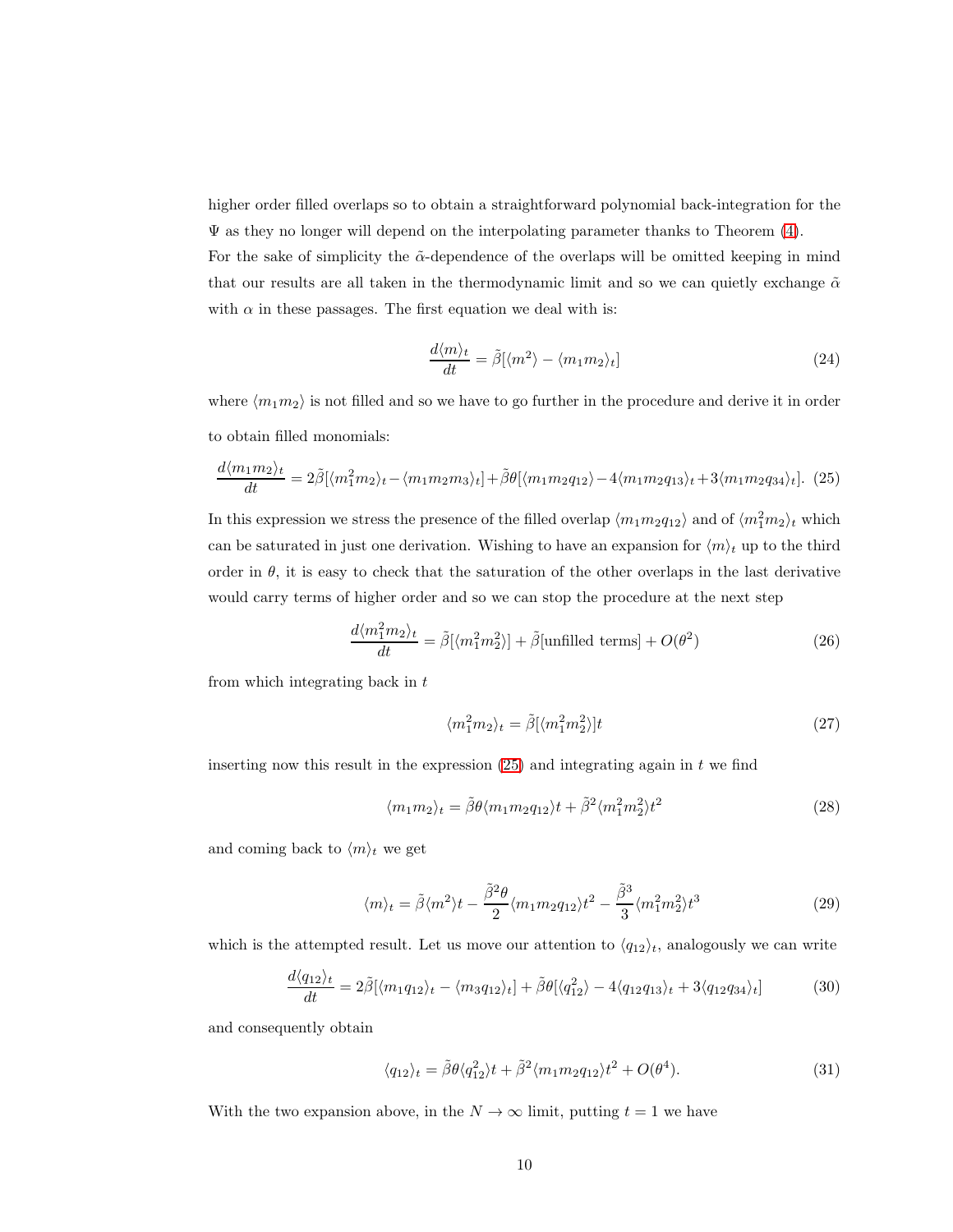higher order filled overlaps so to obtain a straightforward polynomial back-integration for the $\Psi$ as they no longer will depend on the interpolating parameter thanks to Theorem (4).
For the sake of simplicity the $\tilde{\alpha}$-dependence of the overlaps will be omitted keeping in mind that our results are all taken in the thermodynamic limit and so we can quietly exchange $\tilde{\alpha}$ with $\alpha$ in these passages. The first equation we deal with is:

$$\frac{d\langle m\rangle_t}{dt} = \tilde{\beta}[\langle m^2\rangle - \langle m_1 m_2\rangle_t] \tag{24}$$

where $\langle m_1 m_2\rangle$ is not filled and so we have to go further in the procedure and derive it in order to obtain filled monomials:

$$\frac{d\langle m_1 m_2\rangle_t}{dt} = 2\tilde{\beta}[\langle m_1^2 m_2\rangle_t - \langle m_1 m_2 m_3\rangle_t] + \tilde{\beta}\theta[\langle m_1 m_2 q_{12}\rangle - 4\langle m_1 m_2 q_{13}\rangle_t + 3\langle m_1 m_2 q_{34}\rangle_t]. \tag{25}$$

In this expression we stress the presence of the filled overlap $\langle m_1 m_2 q_{12}\rangle$ and of $\langle m_1^2 m_2\rangle_t$ which can be saturated in just one derivation. Wishing to have an expansion for $\langle m\rangle_t$ up to the third order in $\theta$, it is easy to check that the saturation of the other overlaps in the last derivative would carry terms of higher order and so we can stop the procedure at the next step

$$\frac{d\langle m_1^2 m_2\rangle_t}{dt} = \tilde{\beta}[\langle m_1^2 m_2^2\rangle] + \tilde{\beta}[\text{unfilled terms}] + O(\theta^2) \tag{26}$$

from which integrating back in $t$

$$\langle m_1^2 m_2\rangle_t = \tilde{\beta}[\langle m_1^2 m_2^2\rangle]t \tag{27}$$

inserting now this result in the expression (25) and integrating again in $t$ we find

$$\langle m_1 m_2\rangle_t = \tilde{\beta}\theta\langle m_1 m_2 q_{12}\rangle t + \tilde{\beta}^2\langle m_1^2 m_2^2\rangle t^2 \tag{28}$$

and coming back to $\langle m\rangle_t$ we get

$$\langle m\rangle_t = \tilde{\beta}\langle m^2\rangle t - \frac{\tilde{\beta}^2\theta}{2}\langle m_1 m_2 q_{12}\rangle t^2 - \frac{\tilde{\beta}^3}{3}\langle m_1^2 m_2^2\rangle t^3 \tag{29}$$

which is the attempted result. Let us move our attention to $\langle q_{12}\rangle_t$, analogously we can write

$$\frac{d\langle q_{12}\rangle_t}{dt} = 2\tilde{\beta}[\langle m_1 q_{12}\rangle_t - \langle m_3 q_{12}\rangle_t] + \tilde{\beta}\theta[\langle q_{12}^2\rangle - 4\langle q_{12}q_{13}\rangle_t + 3\langle q_{12}q_{34}\rangle_t] \tag{30}$$

and consequently obtain

$$\langle q_{12}\rangle_t = \tilde{\beta}\theta\langle q_{12}^2\rangle t + \tilde{\beta}^2\langle m_1 m_2 q_{12}\rangle t^2 + O(\theta^4). \tag{31}$$

With the two expansion above, in the $N \to \infty$ limit, putting $t = 1$ we have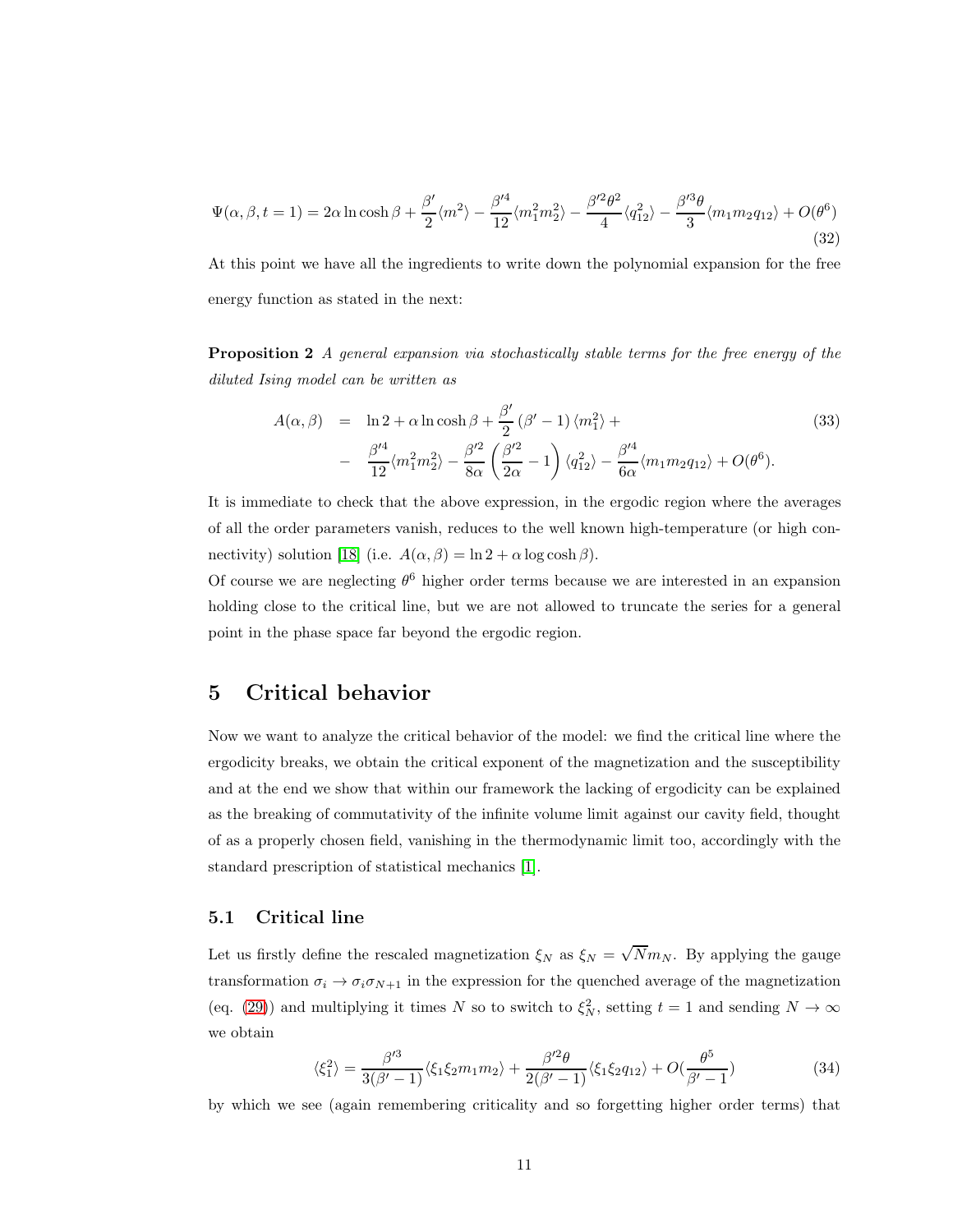$$\Psi(\alpha, \beta, t = 1) = 2\alpha \ln \cosh \beta + \frac{\beta'}{2}\langle m^2 \rangle - \frac{\beta'^4}{12}\langle m_1^2 m_2^2 \rangle - \frac{\beta'^2 \theta^2}{4}\langle q_{12}^2 \rangle - \frac{\beta'^3 \theta}{3}\langle m_1 m_2 q_{12} \rangle + O(\theta^6) \tag{32}$$

At this point we have all the ingredients to write down the polynomial expansion for the free energy function as stated in the next:

**Proposition 2** *A general expansion via stochastically stable terms for the free energy of the diluted Ising model can be written as*

$$\begin{aligned} A(\alpha, \beta) &= \ln 2 + \alpha \ln \cosh \beta + \frac{\beta'}{2}(\beta' - 1)\langle m_1^2 \rangle + \\ &- \frac{\beta'^4}{12}\langle m_1^2 m_2^2 \rangle - \frac{\beta'^2}{8\alpha}\left(\frac{\beta'^2}{2\alpha} - 1\right)\langle q_{12}^2 \rangle - \frac{\beta'^4}{6\alpha}\langle m_1 m_2 q_{12} \rangle + O(\theta^6). \end{aligned} \tag{33}$$

It is immediate to check that the above expression, in the ergodic region where the averages of all the order parameters vanish, reduces to the well known high-temperature (or high connectivity) solution [18] (i.e. $A(\alpha, \beta) = \ln 2 + \alpha \log \cosh \beta$).

Of course we are neglecting $\theta^6$ higher order terms because we are interested in an expansion holding close to the critical line, but we are not allowed to truncate the series for a general point in the phase space far beyond the ergodic region.

# 5 Critical behavior

Now we want to analyze the critical behavior of the model: we find the critical line where the ergodicity breaks, we obtain the critical exponent of the magnetization and the susceptibility and at the end we show that within our framework the lacking of ergodicity can be explained as the breaking of commutativity of the infinite volume limit against our cavity field, thought of as a properly chosen field, vanishing in the thermodynamic limit too, accordingly with the standard prescription of statistical mechanics [1].

## 5.1 Critical line

Let us firstly define the rescaled magnetization $\xi_N$ as $\xi_N = \sqrt{N} m_N$. By applying the gauge transformation $\sigma_i \to \sigma_i \sigma_{N+1}$ in the expression for the quenched average of the magnetization (eq. (29)) and multiplying it times $N$ so to switch to $\xi_N^2$, setting $t = 1$ and sending $N \to \infty$ we obtain

$$\langle \xi_1^2 \rangle = \frac{\beta'^3}{3(\beta' - 1)}\langle \xi_1 \xi_2 m_1 m_2 \rangle + \frac{\beta'^2 \theta}{2(\beta' - 1)}\langle \xi_1 \xi_2 q_{12} \rangle + O(\frac{\theta^5}{\beta' - 1}) \tag{34}$$

by which we see (again remembering criticality and so forgetting higher order terms) that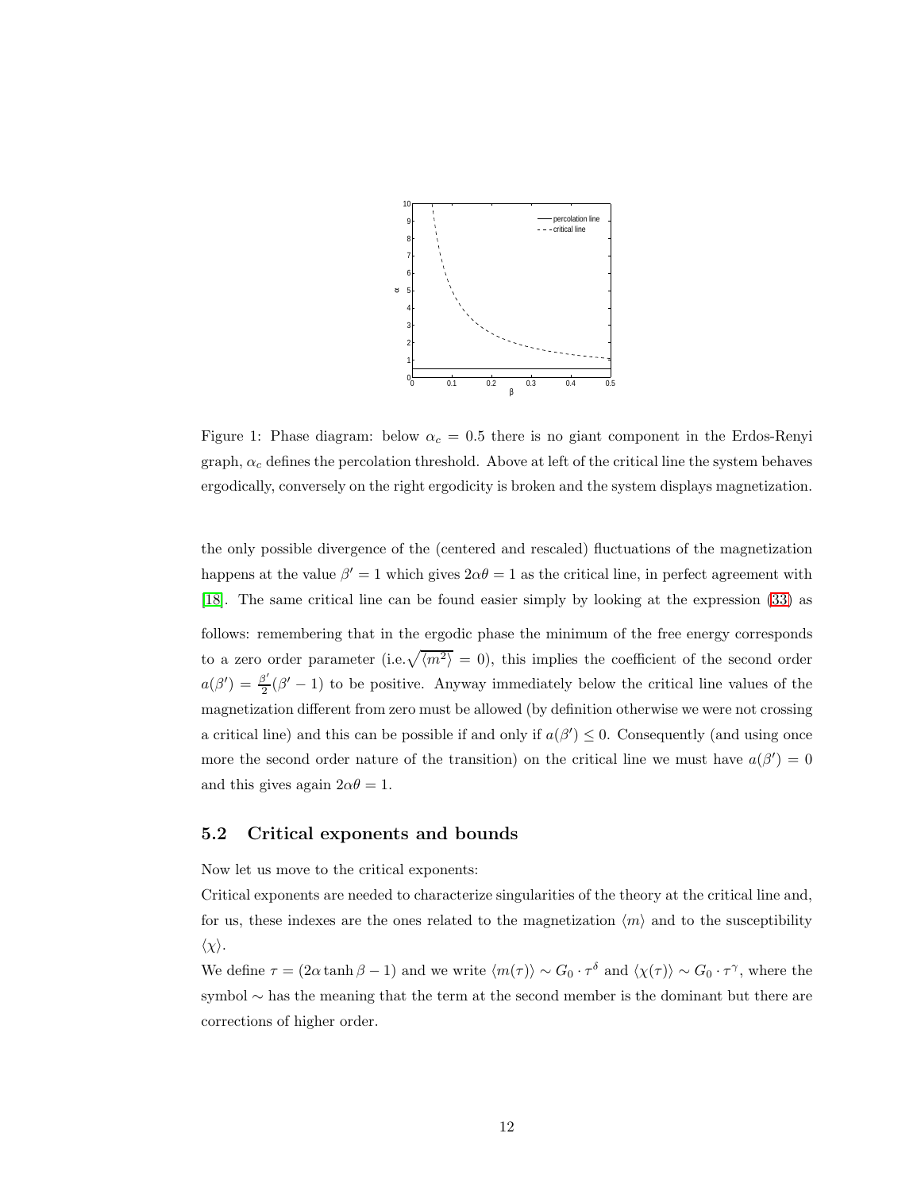Figure 1: Phase diagram: below $\alpha_c = 0.5$ there is no giant component in the Erdos-Renyi graph, $\alpha_c$ defines the percolation threshold. Above at left of the critical line the system behaves ergodically, conversely on the right ergodicity is broken and the system displays magnetization.

the only possible divergence of the (centered and rescaled) fluctuations of the magnetization happens at the value $\beta' = 1$ which gives $2\alpha\theta = 1$ as the critical line, in perfect agreement with [18]. The same critical line can be found easier simply by looking at the expression (33) as follows: remembering that in the ergodic phase the minimum of the free energy corresponds to a zero order parameter (i.e.$\sqrt{\langle m^2 \rangle} = 0$), this implies the coefficient of the second order $a(\beta') = \frac{\beta'}{2}(\beta' - 1)$ to be positive. Anyway immediately below the critical line values of the magnetization different from zero must be allowed (by definition otherwise we were not crossing a critical line) and this can be possible if and only if $a(\beta') \leq 0$. Consequently (and using once more the second order nature of the transition) on the critical line we must have $a(\beta') = 0$ and this gives again $2\alpha\theta = 1$.

### 5.2 Critical exponents and bounds

Now let us move to the critical exponents:

Critical exponents are needed to characterize singularities of the theory at the critical line and, for us, these indexes are the ones related to the magnetization $\langle m \rangle$ and to the susceptibility $\langle \chi \rangle$.

We define $\tau = (2\alpha \tanh \beta - 1)$ and we write $\langle m(\tau) \rangle \sim G_0 \cdot \tau^{\delta}$ and $\langle \chi(\tau) \rangle \sim G_0 \cdot \tau^{\gamma}$, where the symbol $\sim$ has the meaning that the term at the second member is the dominant but there are corrections of higher order.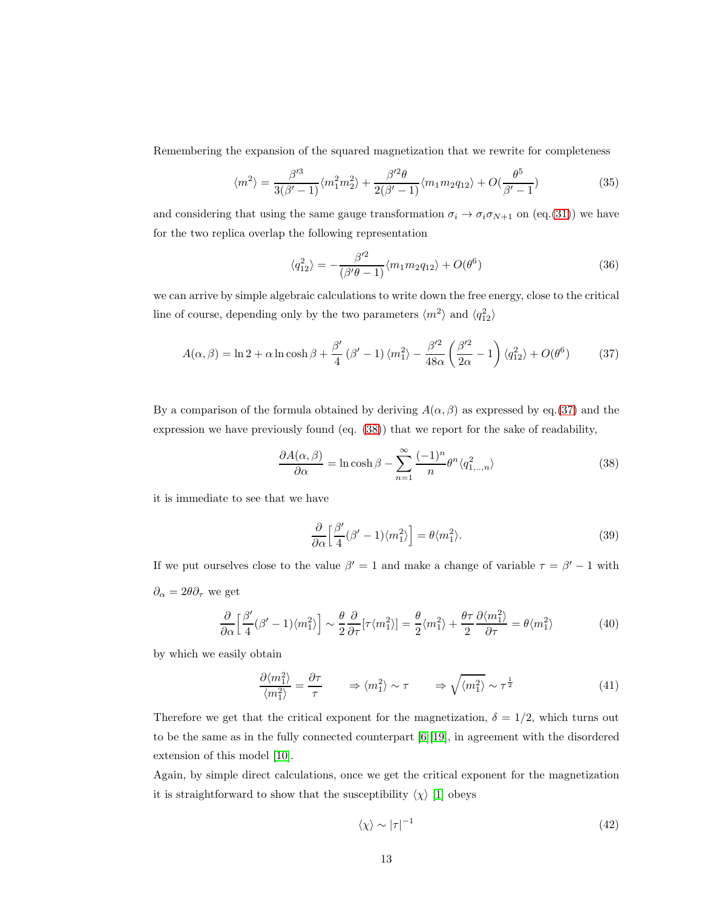Remembering the expansion of the squared magnetization that we rewrite for completeness

$$\langle m^2 \rangle = \frac{\beta'^3}{3(\beta'-1)} \langle m_1^2 m_2^2 \rangle + \frac{\beta'^2 \theta}{2(\beta'-1)} \langle m_1 m_2 q_{12} \rangle + O(\frac{\theta^5}{\beta'-1}) \tag{35}$$

and considering that using the same gauge transformation $\sigma_i \to \sigma_i \sigma_{N+1}$ on (eq.(31)) we have for the two replica overlap the following representation

$$\langle q_{12}^2 \rangle = -\frac{\beta'^2}{(\beta'\theta - 1)} \langle m_1 m_2 q_{12} \rangle + O(\theta^6) \tag{36}$$

we can arrive by simple algebraic calculations to write down the free energy, close to the critical line of course, depending only by the two parameters $\langle m^2 \rangle$ and $\langle q_{12}^2 \rangle$

$$A(\alpha, \beta) = \ln 2 + \alpha \ln \cosh \beta + \frac{\beta'}{4} (\beta' - 1) \langle m_1^2 \rangle - \frac{\beta'^2}{48\alpha} \left( \frac{\beta'^2}{2\alpha} - 1 \right) \langle q_{12}^2 \rangle + O(\theta^6) \tag{37}$$

By a comparison of the formula obtained by deriving $A(\alpha, \beta)$ as expressed by eq.(37) and the expression we have previously found (eq. (38)) that we report for the sake of readability,

$$\frac{\partial A(\alpha, \beta)}{\partial \alpha} = \ln \cosh \beta - \sum_{n=1}^{\infty} \frac{(-1)^n}{n} \theta^n \langle q_{1,..,n}^2 \rangle \tag{38}$$

it is immediate to see that we have

$$\frac{\partial}{\partial \alpha} \Big[ \frac{\beta'}{4} (\beta' - 1) \langle m_1^2 \rangle \Big] = \theta \langle m_1^2 \rangle. \tag{39}$$

If we put ourselves close to the value $\beta' = 1$ and make a change of variable $\tau = \beta' - 1$ with $\partial_\alpha = 2\theta \partial_\tau$ we get

$$\frac{\partial}{\partial \alpha} \Big[ \frac{\beta'}{4} (\beta' - 1) \langle m_1^2 \rangle \Big] \sim \frac{\theta}{2} \frac{\partial}{\partial \tau} [\tau \langle m_1^2 \rangle] = \frac{\theta}{2} \langle m_1^2 \rangle + \frac{\theta \tau}{2} \frac{\partial \langle m_1^2 \rangle}{\partial \tau} = \theta \langle m_1^2 \rangle \tag{40}$$

by which we easily obtain

$$\frac{\partial \langle m_1^2 \rangle}{\langle m_1^2 \rangle} = \frac{\partial \tau}{\tau} \qquad \Rightarrow \langle m_1^2 \rangle \sim \tau \qquad \Rightarrow \sqrt{\langle m_1^2 \rangle} \sim \tau^{\frac{1}{2}} \tag{41}$$

Therefore we get that the critical exponent for the magnetization, $\delta = 1/2$, which turns out to be the same as in the fully connected counterpart [6][19], in agreement with the disordered extension of this model [10].

Again, by simple direct calculations, once we get the critical exponent for the magnetization it is straightforward to show that the susceptibility $\langle \chi \rangle$ [1] obeys

$$\langle \chi \rangle \sim |\tau|^{-1} \tag{42}$$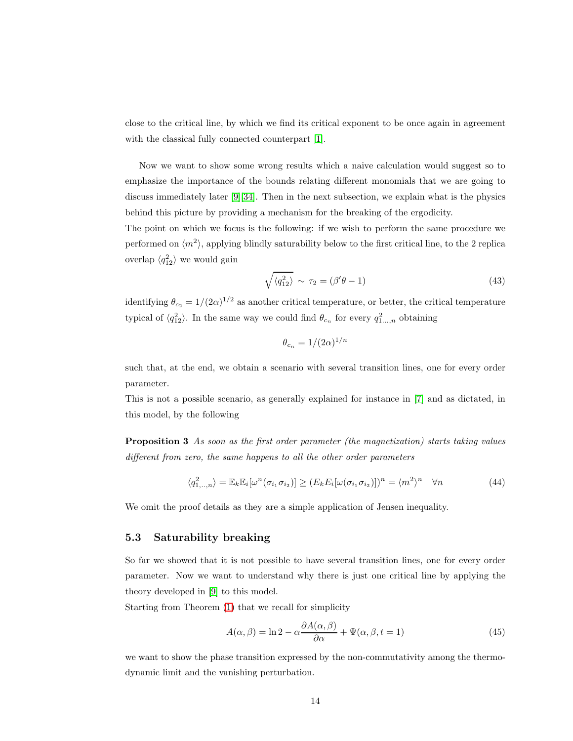close to the critical line, by which we find its critical exponent to be once again in agreement with the classical fully connected counterpart [1].

Now we want to show some wrong results which a naive calculation would suggest so to emphasize the importance of the bounds relating different monomials that we are going to discuss immediately later [9][34]. Then in the next subsection, we explain what is the physics behind this picture by providing a mechanism for the breaking of the ergodicity.
The point on which we focus is the following: if we wish to perform the same procedure we performed on $\langle m^2 \rangle$, applying blindly saturability below to the first critical line, to the 2 replica overlap $\langle q_{12}^2 \rangle$ we would gain

$$\sqrt{\langle q_{12}^2 \rangle} \sim \tau_2 = (\beta' \theta - 1) \tag{43}$$

identifying $\theta_{c_2} = 1/(2\alpha)^{1/2}$ as another critical temperature, or better, the critical temperature typical of $\langle q_{12}^2 \rangle$. In the same way we could find $\theta_{c_n}$ for every $q_{1\ldots,n}^2$ obtaining

$$\theta_{c_n} = 1/(2\alpha)^{1/n}$$

such that, at the end, we obtain a scenario with several transition lines, one for every order parameter.
This is not a possible scenario, as generally explained for instance in [7] and as dictated, in this model, by the following

**Proposition 3** *As soon as the first order parameter (the magnetization) starts taking values different from zero, the same happens to all the other order parameters*

$$\langle q_{1,\ldots,n}^2 \rangle = \mathbb{E}_k \mathbb{E}_i [\omega^n(\sigma_{i_1}\sigma_{i_2})] \geq (E_k E_i [\omega(\sigma_{i_1}\sigma_{i_2})])^n = \langle m^2 \rangle^n \quad \forall n \tag{44}$$

We omit the proof details as they are a simple application of Jensen inequality.

### 5.3 Saturability breaking

So far we showed that it is not possible to have several transition lines, one for every order parameter. Now we want to understand why there is just one critical line by applying the theory developed in [9] to this model.
Starting from Theorem (1) that we recall for simplicity

$$A(\alpha, \beta) = \ln 2 - \alpha \frac{\partial A(\alpha, \beta)}{\partial \alpha} + \Psi(\alpha, \beta, t = 1) \tag{45}$$

we want to show the phase transition expressed by the non-commutativity among the thermodynamic limit and the vanishing perturbation.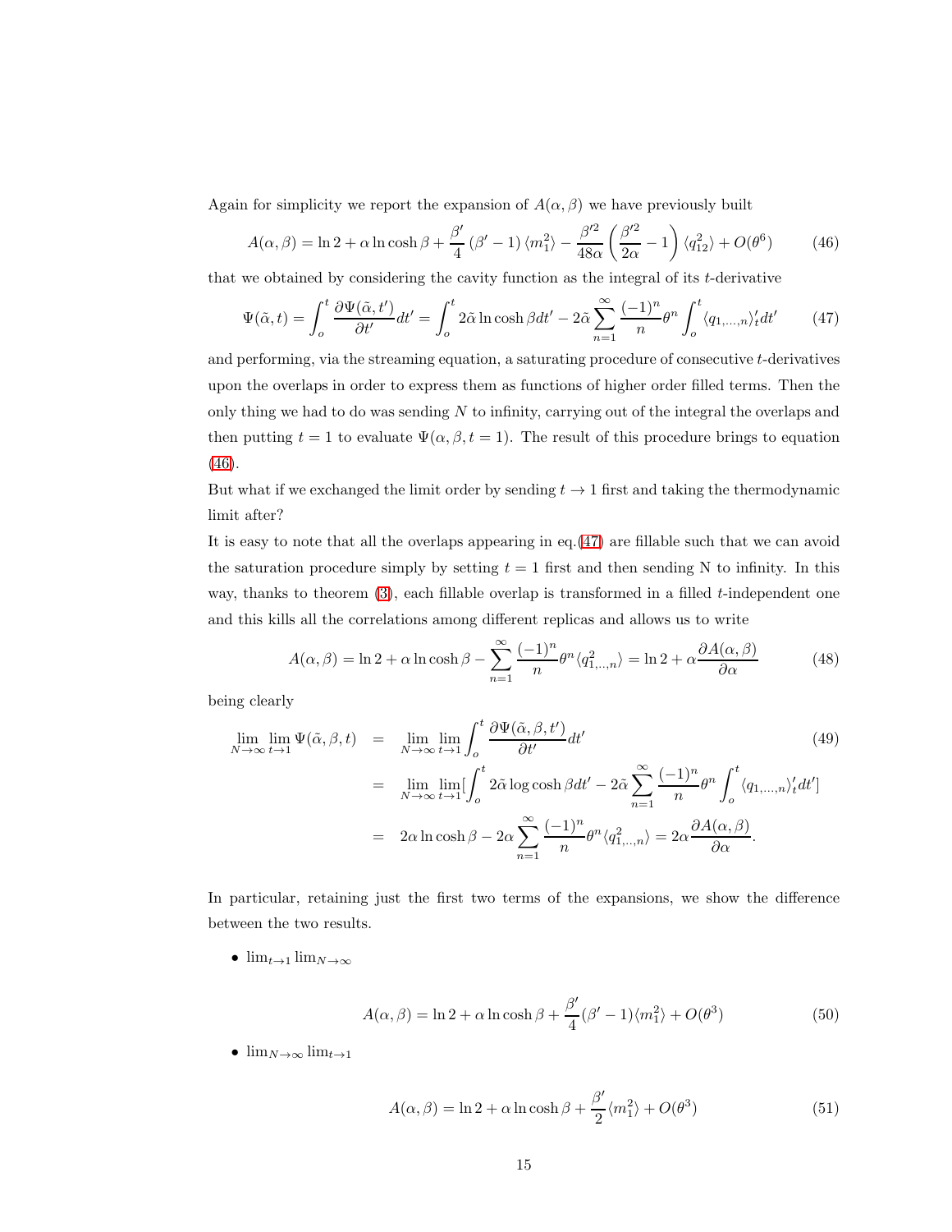Again for simplicity we report the expansion of $A(\alpha, \beta)$ we have previously built

$$A(\alpha, \beta) = \ln 2 + \alpha \ln \cosh \beta + \frac{\beta'}{4} (\beta' - 1) \langle m_1^2 \rangle - \frac{\beta'^2}{48\alpha} \left( \frac{\beta'^2}{2\alpha} - 1 \right) \langle q_{12}^2 \rangle + O(\theta^6) \tag{46}$$

that we obtained by considering the cavity function as the integral of its $t$-derivative

$$\Psi(\tilde{\alpha}, t) = \int_o^t \frac{\partial \Psi(\tilde{\alpha}, t')}{\partial t'} dt' = \int_o^t 2\tilde{\alpha} \ln \cosh \beta dt' - 2\tilde{\alpha} \sum_{n=1}^{\infty} \frac{(-1)^n}{n} \theta^n \int_o^t \langle q_{1,\dots,n} \rangle_t' dt' \tag{47}$$

and performing, via the streaming equation, a saturating procedure of consecutive $t$-derivatives upon the overlaps in order to express them as functions of higher order filled terms. Then the only thing we had to do was sending $N$ to infinity, carrying out of the integral the overlaps and then putting $t = 1$ to evaluate $\Psi(\alpha, \beta, t = 1)$. The result of this procedure brings to equation (46).

But what if we exchanged the limit order by sending $t \to 1$ first and taking the thermodynamic limit after?

It is easy to note that all the overlaps appearing in eq.(47) are fillable such that we can avoid the saturation procedure simply by setting $t = 1$ first and then sending N to infinity. In this way, thanks to theorem (3), each fillable overlap is transformed in a filled $t$-independent one and this kills all the correlations among different replicas and allows us to write

$$A(\alpha, \beta) = \ln 2 + \alpha \ln \cosh \beta - \sum_{n=1}^{\infty} \frac{(-1)^n}{n} \theta^n \langle q_{1,..,n}^2 \rangle = \ln 2 + \alpha \frac{\partial A(\alpha, \beta)}{\partial \alpha} \tag{48}$$

being clearly

$$\begin{aligned}
\lim_{N\to\infty} \lim_{t\to 1} \Psi(\tilde{\alpha}, \beta, t) &= \lim_{N\to\infty} \lim_{t\to 1} \int_o^t \frac{\partial \Psi(\tilde{\alpha}, \beta, t')}{\partial t'} dt' \\
&= \lim_{N\to\infty} \lim_{t\to 1} [\int_o^t 2\tilde{\alpha} \log \cosh \beta dt' - 2\tilde{\alpha} \sum_{n=1}^{\infty} \frac{(-1)^n}{n} \theta^n \int_o^t \langle q_{1,\dots,n} \rangle_t' dt'] \\
&= 2\alpha \ln \cosh \beta - 2\alpha \sum_{n=1}^{\infty} \frac{(-1)^n}{n} \theta^n \langle q_{1,..,n}^2 \rangle = 2\alpha \frac{\partial A(\alpha, \beta)}{\partial \alpha}.
\end{aligned} \tag{49}$$

In particular, retaining just the first two terms of the expansions, we show the difference between the two results.

- $\lim_{t\to 1} \lim_{N\to\infty}$

$$A(\alpha, \beta) = \ln 2 + \alpha \ln \cosh \beta + \frac{\beta'}{4} (\beta' - 1) \langle m_1^2 \rangle + O(\theta^3) \tag{50}$$

- $\lim_{N\to\infty} \lim_{t\to 1}$

$$A(\alpha, \beta) = \ln 2 + \alpha \ln \cosh \beta + \frac{\beta'}{2} \langle m_1^2 \rangle + O(\theta^3) \tag{51}$$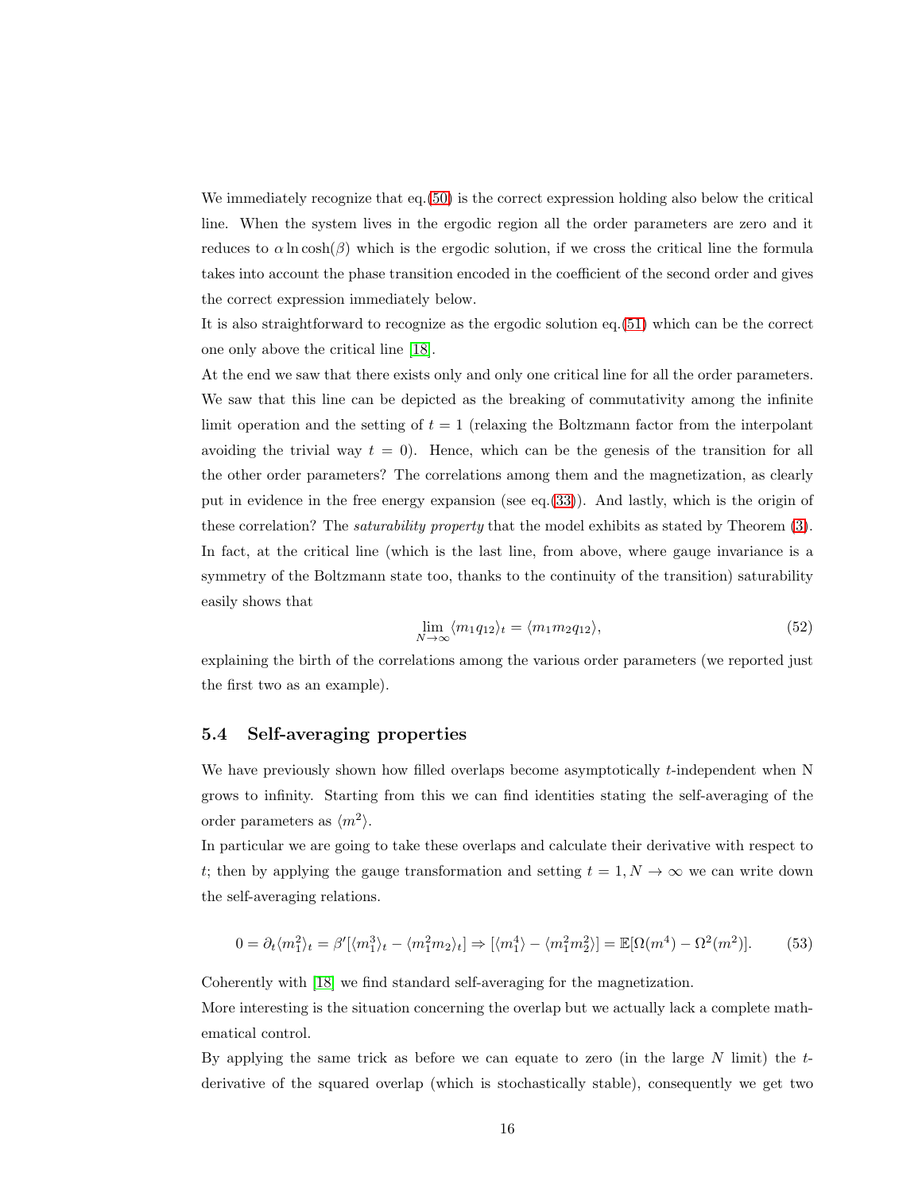We immediately recognize that eq.(50) is the correct expression holding also below the critical line. When the system lives in the ergodic region all the order parameters are zero and it reduces to $\alpha \ln \cosh(\beta)$ which is the ergodic solution, if we cross the critical line the formula takes into account the phase transition encoded in the coefficient of the second order and gives the correct expression immediately below.

It is also straightforward to recognize as the ergodic solution eq.(51) which can be the correct one only above the critical line [18].

At the end we saw that there exists only and only one critical line for all the order parameters. We saw that this line can be depicted as the breaking of commutativity among the infinite limit operation and the setting of $t = 1$ (relaxing the Boltzmann factor from the interpolant avoiding the trivial way $t = 0$). Hence, which can be the genesis of the transition for all the other order parameters? The correlations among them and the magnetization, as clearly put in evidence in the free energy expansion (see eq.(33)). And lastly, which is the origin of these correlation? The *saturability property* that the model exhibits as stated by Theorem (3). In fact, at the critical line (which is the last line, from above, where gauge invariance is a symmetry of the Boltzmann state too, thanks to the continuity of the transition) saturability easily shows that

$$\lim_{N\to\infty} \langle m_1 q_{12} \rangle_t = \langle m_1 m_2 q_{12} \rangle, \tag{52}$$

explaining the birth of the correlations among the various order parameters (we reported just the first two as an example).

### 5.4 Self-averaging properties

We have previously shown how filled overlaps become asymptotically $t$-independent when N grows to infinity. Starting from this we can find identities stating the self-averaging of the order parameters as $\langle m^2 \rangle$.

In particular we are going to take these overlaps and calculate their derivative with respect to $t$; then by applying the gauge transformation and setting $t = 1, N \to \infty$ we can write down the self-averaging relations.

$$0 = \partial_t \langle m_1^2 \rangle_t = \beta' [\langle m_1^3 \rangle_t - \langle m_1^2 m_2 \rangle_t] \Rightarrow [\langle m_1^4 \rangle - \langle m_1^2 m_2^2 \rangle] = \mathbb{E}[\Omega(m^4) - \Omega^2(m^2)]. \tag{53}$$

Coherently with [18] we find standard self-averaging for the magnetization.

More interesting is the situation concerning the overlap but we actually lack a complete mathematical control.

By applying the same trick as before we can equate to zero (in the large $N$ limit) the $t$-derivative of the squared overlap (which is stochastically stable), consequently we get two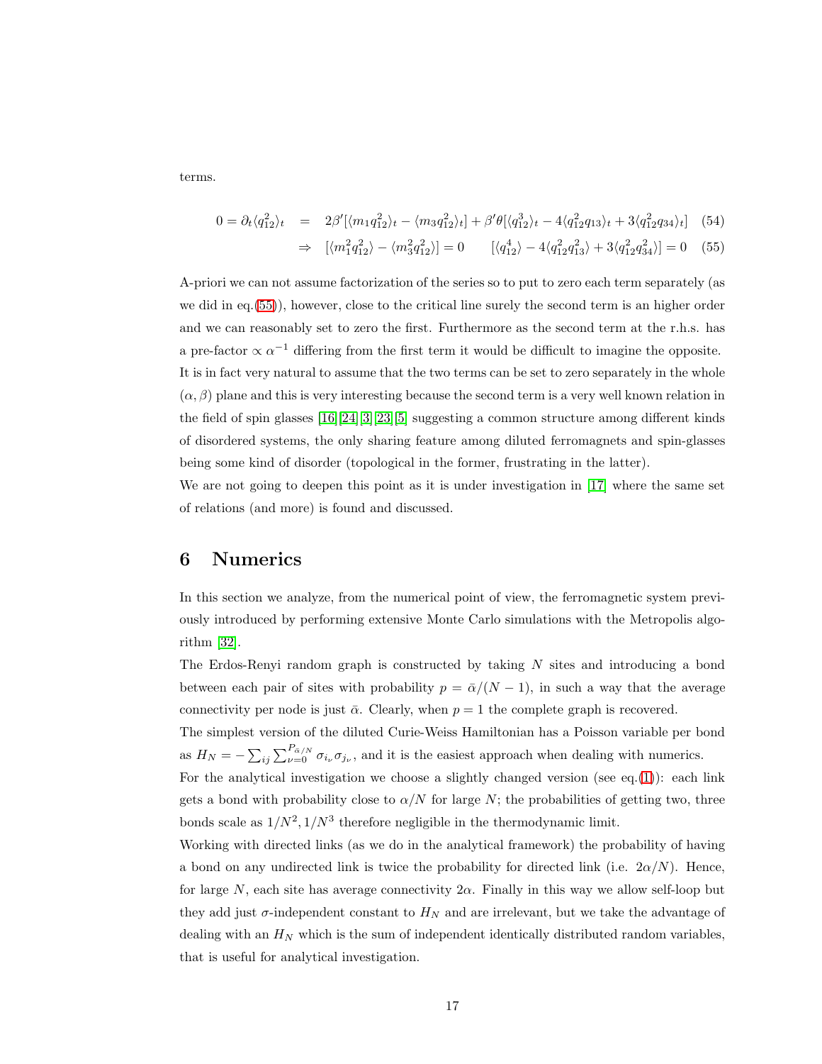terms.

$$
\begin{aligned}
0 = \partial_t \langle q_{12}^2 \rangle_t &= 2\beta' [\langle m_1 q_{12}^2 \rangle_t - \langle m_3 q_{12}^2 \rangle_t] + \beta' \theta [\langle q_{12}^3 \rangle_t - 4 \langle q_{12}^2 q_{13} \rangle_t + 3 \langle q_{12}^2 q_{34} \rangle_t] \quad (54) \\
&\Rightarrow \quad [\langle m_1^2 q_{12}^2 \rangle - \langle m_3^2 q_{12}^2 \rangle] = 0 \qquad [\langle q_{12}^4 \rangle - 4 \langle q_{12}^2 q_{13}^2 \rangle + 3 \langle q_{12}^2 q_{34}^2 \rangle] = 0 \quad (55)
\end{aligned}
$$

A-priori we can not assume factorization of the series so to put to zero each term separately (as we did in eq.(55)), however, close to the critical line surely the second term is an higher order and we can reasonably set to zero the first. Furthermore as the second term at the r.h.s. has a pre-factor $\propto \alpha^{-1}$ differing from the first term it would be difficult to imagine the opposite. It is in fact very natural to assume that the two terms can be set to zero separately in the whole $(\alpha, \beta)$ plane and this is very interesting because the second term is a very well known relation in the field of spin glasses [16][24][3][23][5] suggesting a common structure among different kinds of disordered systems, the only sharing feature among diluted ferromagnets and spin-glasses being some kind of disorder (topological in the former, frustrating in the latter).

We are not going to deepen this point as it is under investigation in [17] where the same set of relations (and more) is found and discussed.

# 6 Numerics

In this section we analyze, from the numerical point of view, the ferromagnetic system previously introduced by performing extensive Monte Carlo simulations with the Metropolis algorithm [32].

The Erdos-Renyi random graph is constructed by taking $N$ sites and introducing a bond between each pair of sites with probability $p = \bar{\alpha}/(N-1)$, in such a way that the average connectivity per node is just $\bar{\alpha}$. Clearly, when $p = 1$ the complete graph is recovered.

The simplest version of the diluted Curie-Weiss Hamiltonian has a Poisson variable per bond as $H_N = -\sum_{ij} \sum_{\nu=0}^{P_{\bar{\alpha}/N}} \sigma_{i_\nu} \sigma_{j_\nu}$, and it is the easiest approach when dealing with numerics.

For the analytical investigation we choose a slightly changed version (see eq.(1)): each link gets a bond with probability close to $\alpha/N$ for large $N$; the probabilities of getting two, three bonds scale as $1/N^2, 1/N^3$ therefore negligible in the thermodynamic limit.

Working with directed links (as we do in the analytical framework) the probability of having a bond on any undirected link is twice the probability for directed link (i.e. $2\alpha/N$). Hence, for large $N$, each site has average connectivity $2\alpha$. Finally in this way we allow self-loop but they add just $\sigma$-independent constant to $H_N$ and are irrelevant, but we take the advantage of dealing with an $H_N$ which is the sum of independent identically distributed random variables, that is useful for analytical investigation.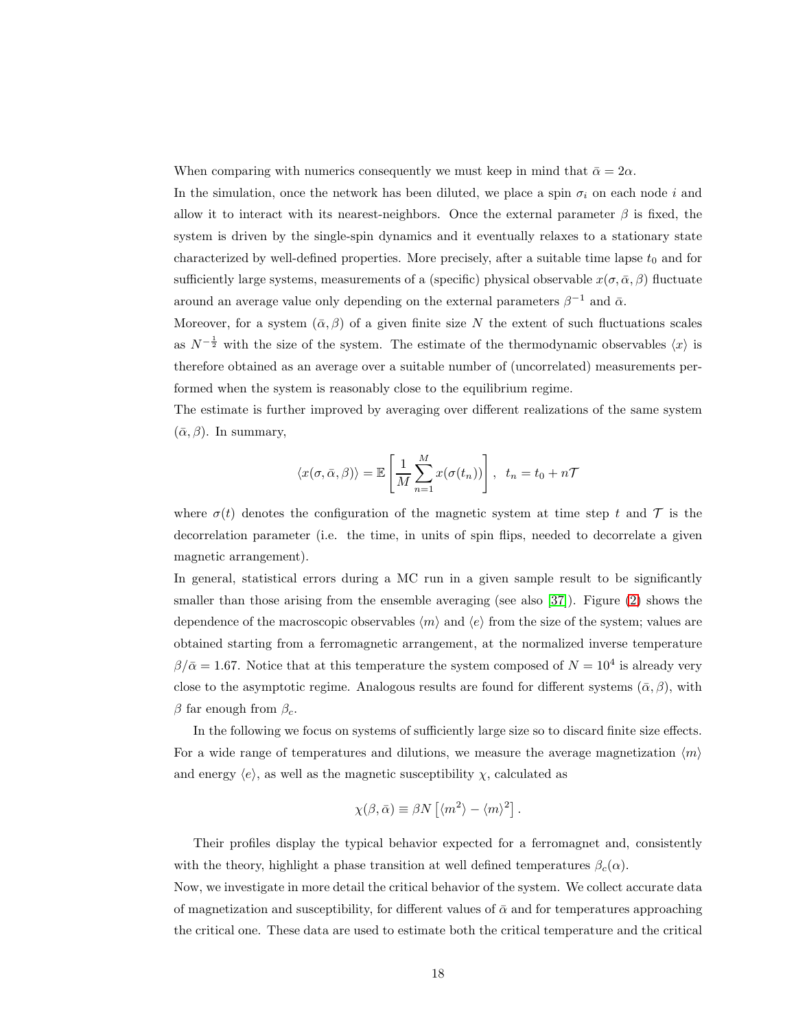When comparing with numerics consequently we must keep in mind that $\bar{\alpha} = 2\alpha$.

In the simulation, once the network has been diluted, we place a spin $\sigma_i$ on each node $i$ and allow it to interact with its nearest-neighbors. Once the external parameter $\beta$ is fixed, the system is driven by the single-spin dynamics and it eventually relaxes to a stationary state characterized by well-defined properties. More precisely, after a suitable time lapse $t_0$ and for sufficiently large systems, measurements of a (specific) physical observable $x(\sigma, \bar{\alpha}, \beta)$ fluctuate around an average value only depending on the external parameters $\beta^{-1}$ and $\bar{\alpha}$.

Moreover, for a system $(\bar{\alpha}, \beta)$ of a given finite size $N$ the extent of such fluctuations scales as $N^{-\frac{1}{2}}$ with the size of the system. The estimate of the thermodynamic observables $\langle x \rangle$ is therefore obtained as an average over a suitable number of (uncorrelated) measurements performed when the system is reasonably close to the equilibrium regime.

The estimate is further improved by averaging over different realizations of the same system $(\bar{\alpha}, \beta)$. In summary,

$$\langle x(\sigma, \bar{\alpha}, \beta) \rangle = \mathbb{E}\left[ \frac{1}{M} \sum_{n=1}^{M} x(\sigma(t_n)) \right], \quad t_n = t_0 + n\mathcal{T}$$

where $\sigma(t)$ denotes the configuration of the magnetic system at time step $t$ and $\mathcal{T}$ is the decorrelation parameter (i.e. the time, in units of spin flips, needed to decorrelate a given magnetic arrangement).

In general, statistical errors during a MC run in a given sample result to be significantly smaller than those arising from the ensemble averaging (see also [37]). Figure (2) shows the dependence of the macroscopic observables $\langle m \rangle$ and $\langle e \rangle$ from the size of the system; values are obtained starting from a ferromagnetic arrangement, at the normalized inverse temperature $\beta/\bar{\alpha} = 1.67$. Notice that at this temperature the system composed of $N = 10^4$ is already very close to the asymptotic regime. Analogous results are found for different systems $(\bar{\alpha}, \beta)$, with $\beta$ far enough from $\beta_c$.

In the following we focus on systems of sufficiently large size so to discard finite size effects. For a wide range of temperatures and dilutions, we measure the average magnetization $\langle m \rangle$ and energy $\langle e \rangle$, as well as the magnetic susceptibility $\chi$, calculated as

$$\chi(\beta, \bar{\alpha}) \equiv \beta N \left[ \langle m^2 \rangle - \langle m \rangle^2 \right].$$

Their profiles display the typical behavior expected for a ferromagnet and, consistently with the theory, highlight a phase transition at well defined temperatures $\beta_c(\alpha)$.

Now, we investigate in more detail the critical behavior of the system. We collect accurate data of magnetization and susceptibility, for different values of $\bar{\alpha}$ and for temperatures approaching the critical one. These data are used to estimate both the critical temperature and the critical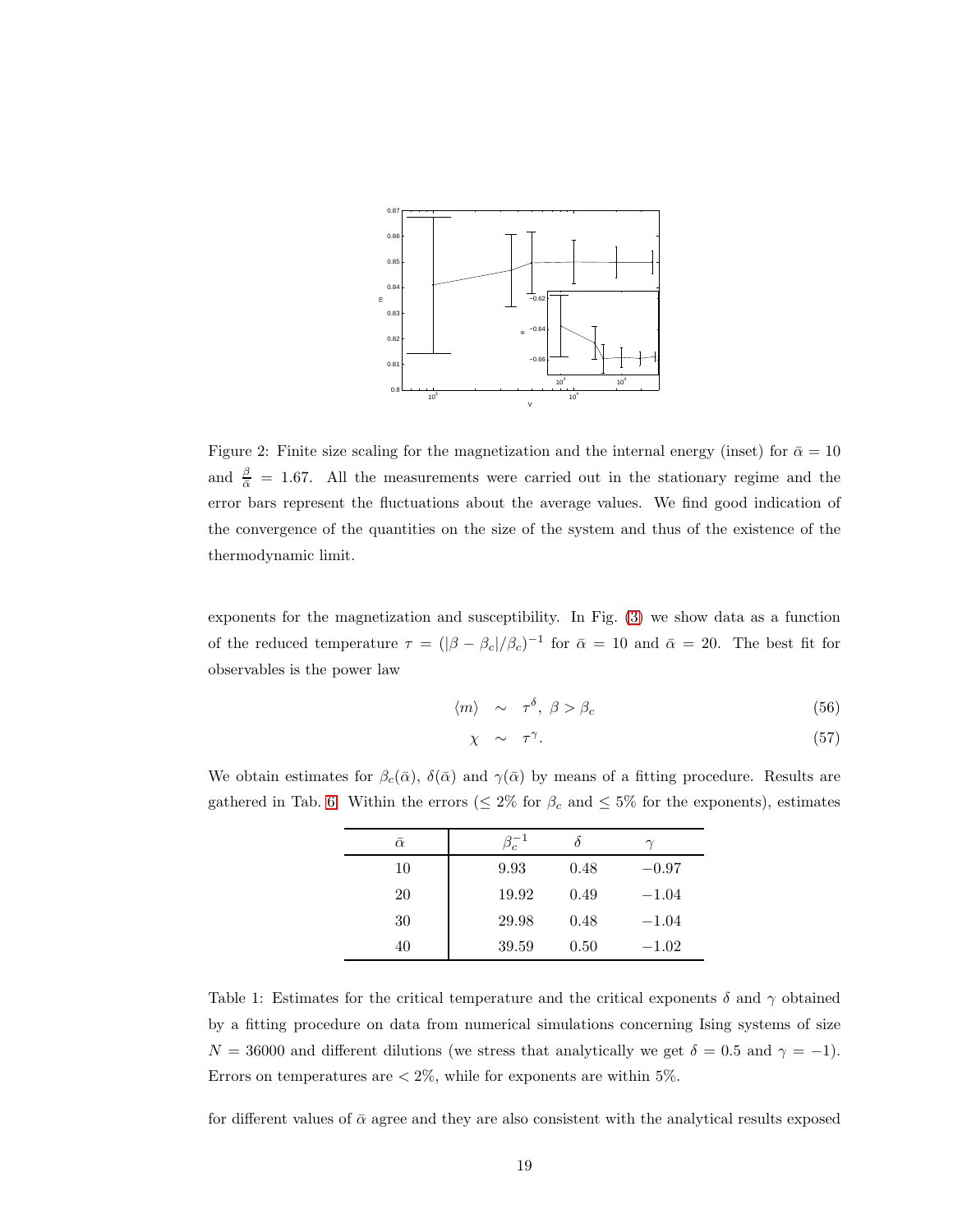Figure 2: Finite size scaling for the magnetization and the internal energy (inset) for $\bar{\alpha} = 10$ and $\frac{\beta}{\bar{\alpha}} = 1.67$. All the measurements were carried out in the stationary regime and the error bars represent the fluctuations about the average values. We find good indication of the convergence of the quantities on the size of the system and thus of the existence of the thermodynamic limit.

exponents for the magnetization and susceptibility. In Fig. (3) we show data as a function of the reduced temperature $\tau = (|\beta - \beta_c|/\beta_c)^{-1}$ for $\bar{\alpha} = 10$ and $\bar{\alpha} = 20$. The best fit for observables is the power law

$$\langle m \rangle \sim \tau^{\delta}, \ \beta > \beta_c \tag{56}$$

$$\chi \sim \tau^{\gamma}. \tag{57}$$

We obtain estimates for $\beta_c(\bar{\alpha})$, $\delta(\bar{\alpha})$ and $\gamma(\bar{\alpha})$ by means of a fitting procedure. Results are gathered in Tab. 6. Within the errors ($\leq 2\%$ for $\beta_c$ and $\leq 5\%$ for the exponents), estimates

| $\bar{\alpha}$ | $\beta_c^{-1}$ | $\delta$ | $\gamma$ |
|---|---|---|---|
| 10 | 9.93 | 0.48 | $-0.97$ |
| 20 | 19.92 | 0.49 | $-1.04$ |
| 30 | 29.98 | 0.48 | $-1.04$ |
| 40 | 39.59 | 0.50 | $-1.02$ |

Table 1: Estimates for the critical temperature and the critical exponents $\delta$ and $\gamma$ obtained by a fitting procedure on data from numerical simulations concerning Ising systems of size $N = 36000$ and different dilutions (we stress that analytically we get $\delta = 0.5$ and $\gamma = -1$). Errors on temperatures are $< 2\%$, while for exponents are within 5%.

for different values of $\bar{\alpha}$ agree and they are also consistent with the analytical results exposed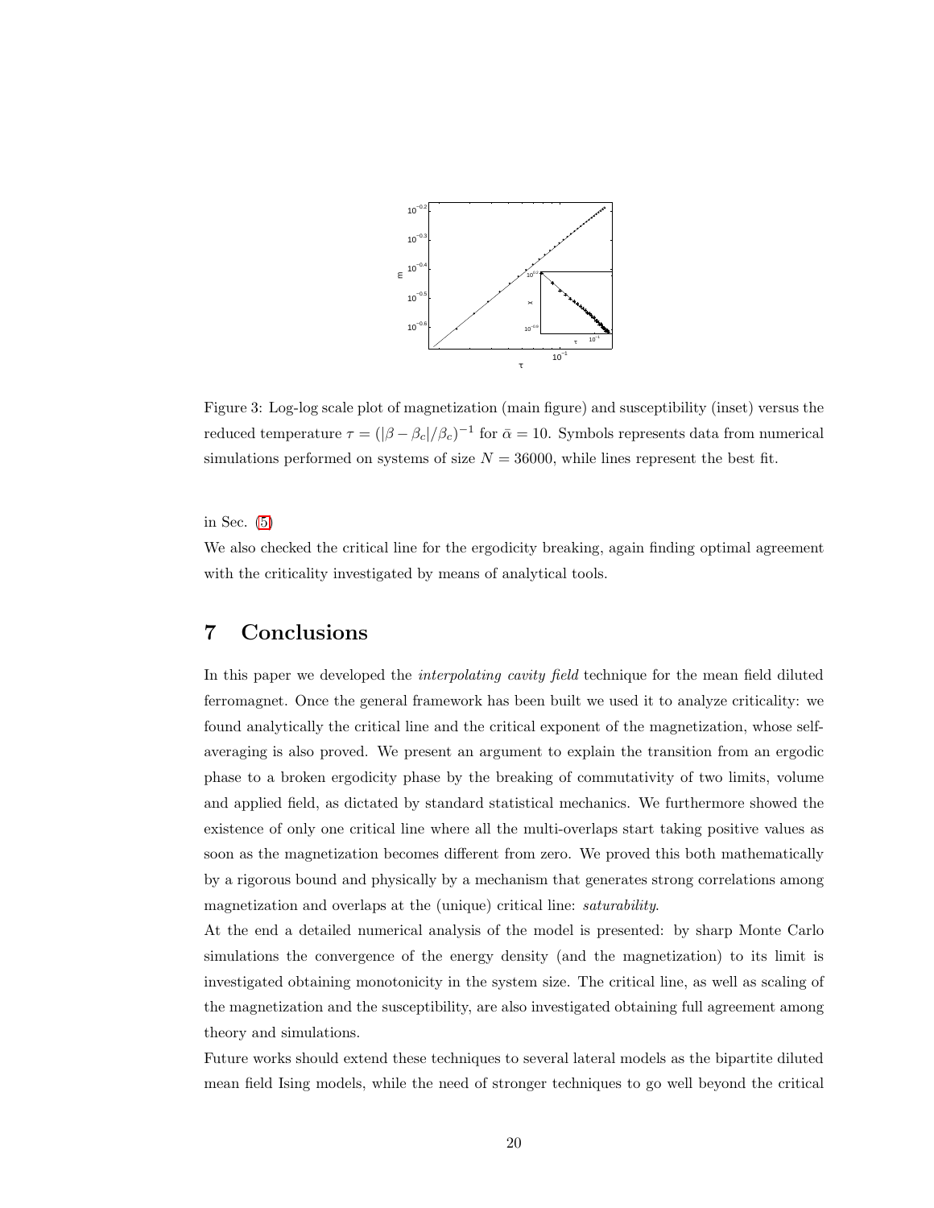Figure 3: Log-log scale plot of magnetization (main figure) and susceptibility (inset) versus the reduced temperature $\tau = (|\beta - \beta_c|/\beta_c)^{-1}$ for $\bar{\alpha} = 10$. Symbols represents data from numerical simulations performed on systems of size $N = 36000$, while lines represent the best fit.

in Sec. (5)

We also checked the critical line for the ergodicity breaking, again finding optimal agreement with the criticality investigated by means of analytical tools.

# 7 Conclusions

In this paper we developed the *interpolating cavity field* technique for the mean field diluted ferromagnet. Once the general framework has been built we used it to analyze criticality: we found analytically the critical line and the critical exponent of the magnetization, whose self-averaging is also proved. We present an argument to explain the transition from an ergodic phase to a broken ergodicity phase by the breaking of commutativity of two limits, volume and applied field, as dictated by standard statistical mechanics. We furthermore showed the existence of only one critical line where all the multi-overlaps start taking positive values as soon as the magnetization becomes different from zero. We proved this both mathematically by a rigorous bound and physically by a mechanism that generates strong correlations among magnetization and overlaps at the (unique) critical line: *saturability*.

At the end a detailed numerical analysis of the model is presented: by sharp Monte Carlo simulations the convergence of the energy density (and the magnetization) to its limit is investigated obtaining monotonicity in the system size. The critical line, as well as scaling of the magnetization and the susceptibility, are also investigated obtaining full agreement among theory and simulations.

Future works should extend these techniques to several lateral models as the bipartite diluted mean field Ising models, while the need of stronger techniques to go well beyond the critical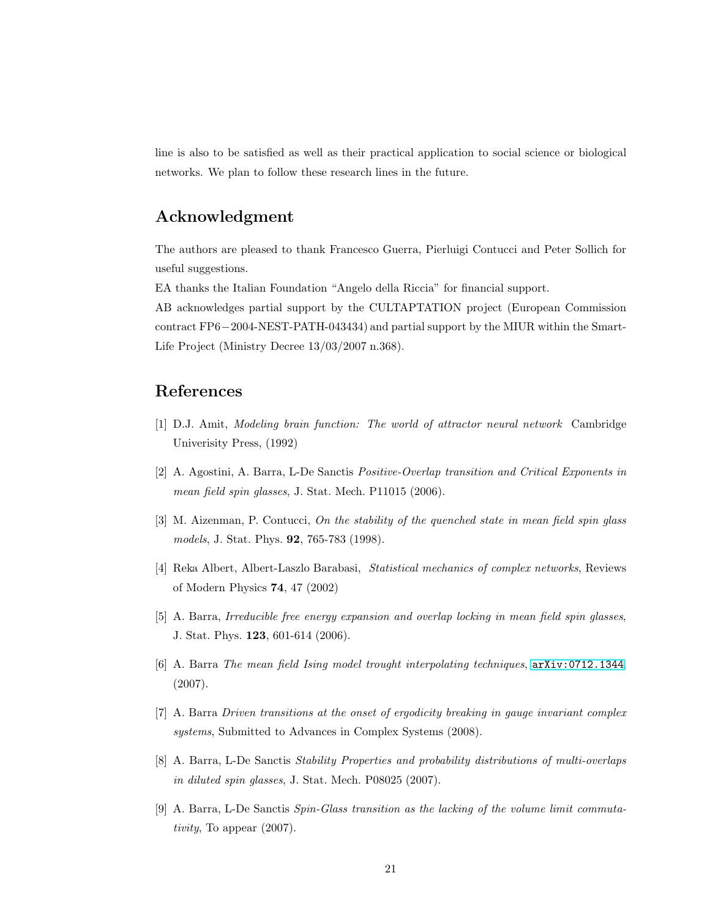line is also to be satisfied as well as their practical application to social science or biological networks. We plan to follow these research lines in the future.

## Acknowledgment

The authors are pleased to thank Francesco Guerra, Pierluigi Contucci and Peter Sollich for useful suggestions.

EA thanks the Italian Foundation "Angelo della Riccia" for financial support.

AB acknowledges partial support by the CULTAPTATION project (European Commission contract FP6−2004-NEST-PATH-043434) and partial support by the MIUR within the Smart-Life Project (Ministry Decree 13/03/2007 n.368).

## References

[1] D.J. Amit, *Modeling brain function: The world of attractor neural network* Cambridge Univerisity Press, (1992)

[2] A. Agostini, A. Barra, L-De Sanctis *Positive-Overlap transition and Critical Exponents in mean field spin glasses*, J. Stat. Mech. P11015 (2006).

[3] M. Aizenman, P. Contucci, *On the stability of the quenched state in mean field spin glass models*, J. Stat. Phys. **92**, 765-783 (1998).

[4] Reka Albert, Albert-Laszlo Barabasi, *Statistical mechanics of complex networks*, Reviews of Modern Physics **74**, 47 (2002)

[5] A. Barra, *Irreducible free energy expansion and overlap locking in mean field spin glasses*, J. Stat. Phys. **123**, 601-614 (2006).

[6] A. Barra *The mean field Ising model trought interpolating techniques*, arXiv:0712.1344, (2007).

[7] A. Barra *Driven transitions at the onset of ergodicity breaking in gauge invariant complex systems*, Submitted to Advances in Complex Systems (2008).

[8] A. Barra, L-De Sanctis *Stability Properties and probability distributions of multi-overlaps in diluted spin glasses*, J. Stat. Mech. P08025 (2007).

[9] A. Barra, L-De Sanctis *Spin-Glass transition as the lacking of the volume limit commutativity*, To appear (2007).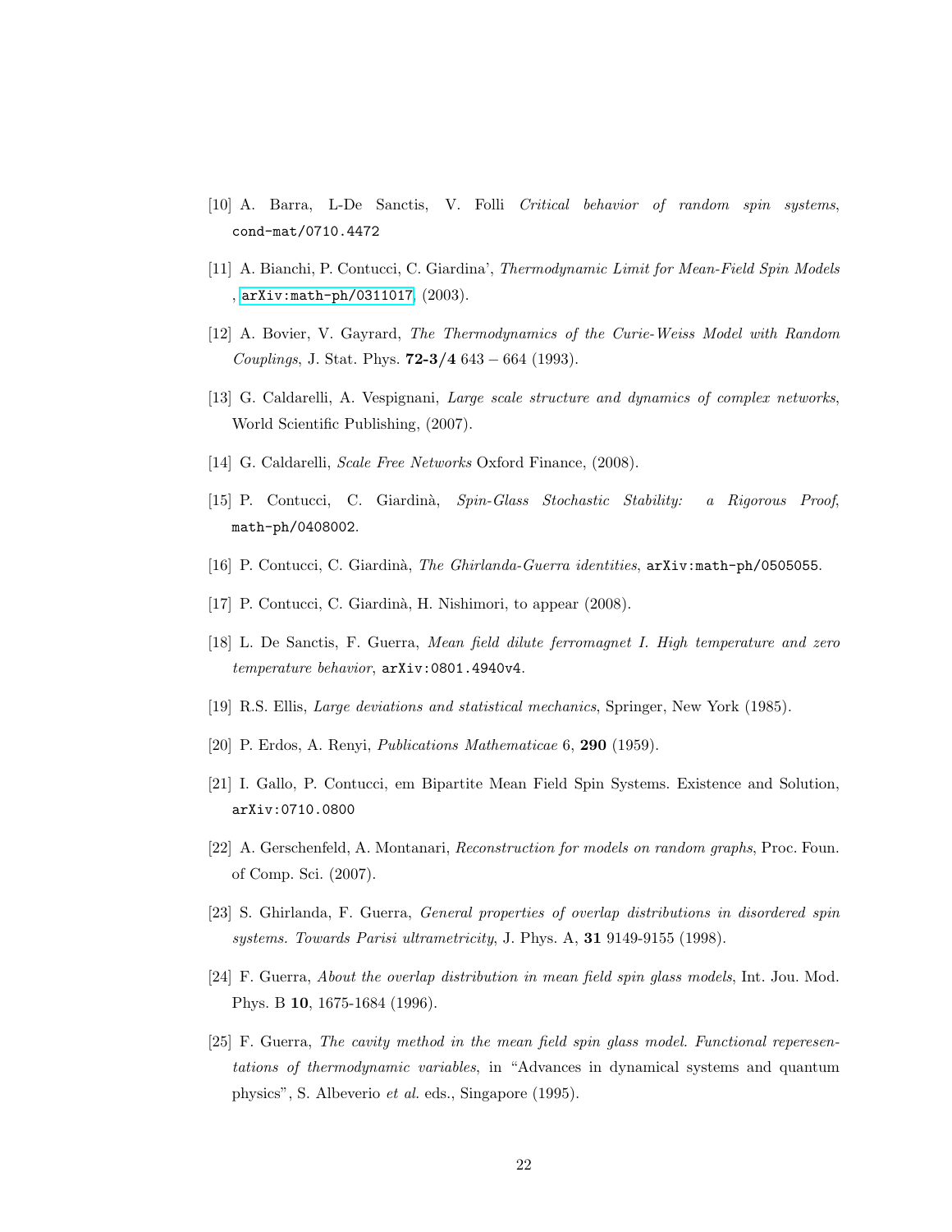[10] A. Barra, L-De Sanctis, V. Folli *Critical behavior of random spin systems*, cond-mat/0710.4472

[11] A. Bianchi, P. Contucci, C. Giardina', *Thermodynamic Limit for Mean-Field Spin Models* , arXiv:math-ph/0311017, (2003).

[12] A. Bovier, V. Gayrard, *The Thermodynamics of the Curie-Weiss Model with Random Couplings*, J. Stat. Phys. **72-3/4** 643 – 664 (1993).

[13] G. Caldarelli, A. Vespignani, *Large scale structure and dynamics of complex networks*, World Scientific Publishing, (2007).

[14] G. Caldarelli, *Scale Free Networks* Oxford Finance, (2008).

[15] P. Contucci, C. Giardinà, *Spin-Glass Stochastic Stability: a Rigorous Proof*, math-ph/0408002.

[16] P. Contucci, C. Giardinà, *The Ghirlanda-Guerra identities*, arXiv:math-ph/0505055.

[17] P. Contucci, C. Giardinà, H. Nishimori, to appear (2008).

[18] L. De Sanctis, F. Guerra, *Mean field dilute ferromagnet I. High temperature and zero temperature behavior*, arXiv:0801.4940v4.

[19] R.S. Ellis, *Large deviations and statistical mechanics*, Springer, New York (1985).

[20] P. Erdos, A. Renyi, *Publications Mathematicae* 6, **290** (1959).

[21] I. Gallo, P. Contucci, em Bipartite Mean Field Spin Systems. Existence and Solution, arXiv:0710.0800

[22] A. Gerschenfeld, A. Montanari, *Reconstruction for models on random graphs*, Proc. Foun. of Comp. Sci. (2007).

[23] S. Ghirlanda, F. Guerra, *General properties of overlap distributions in disordered spin systems. Towards Parisi ultrametricity*, J. Phys. A, **31** 9149-9155 (1998).

[24] F. Guerra, *About the overlap distribution in mean field spin glass models*, Int. Jou. Mod. Phys. B **10**, 1675-1684 (1996).

[25] F. Guerra, *The cavity method in the mean field spin glass model. Functional reperesentations of thermodynamic variables*, in "Advances in dynamical systems and quantum physics", S. Albeverio *et al.* eds., Singapore (1995).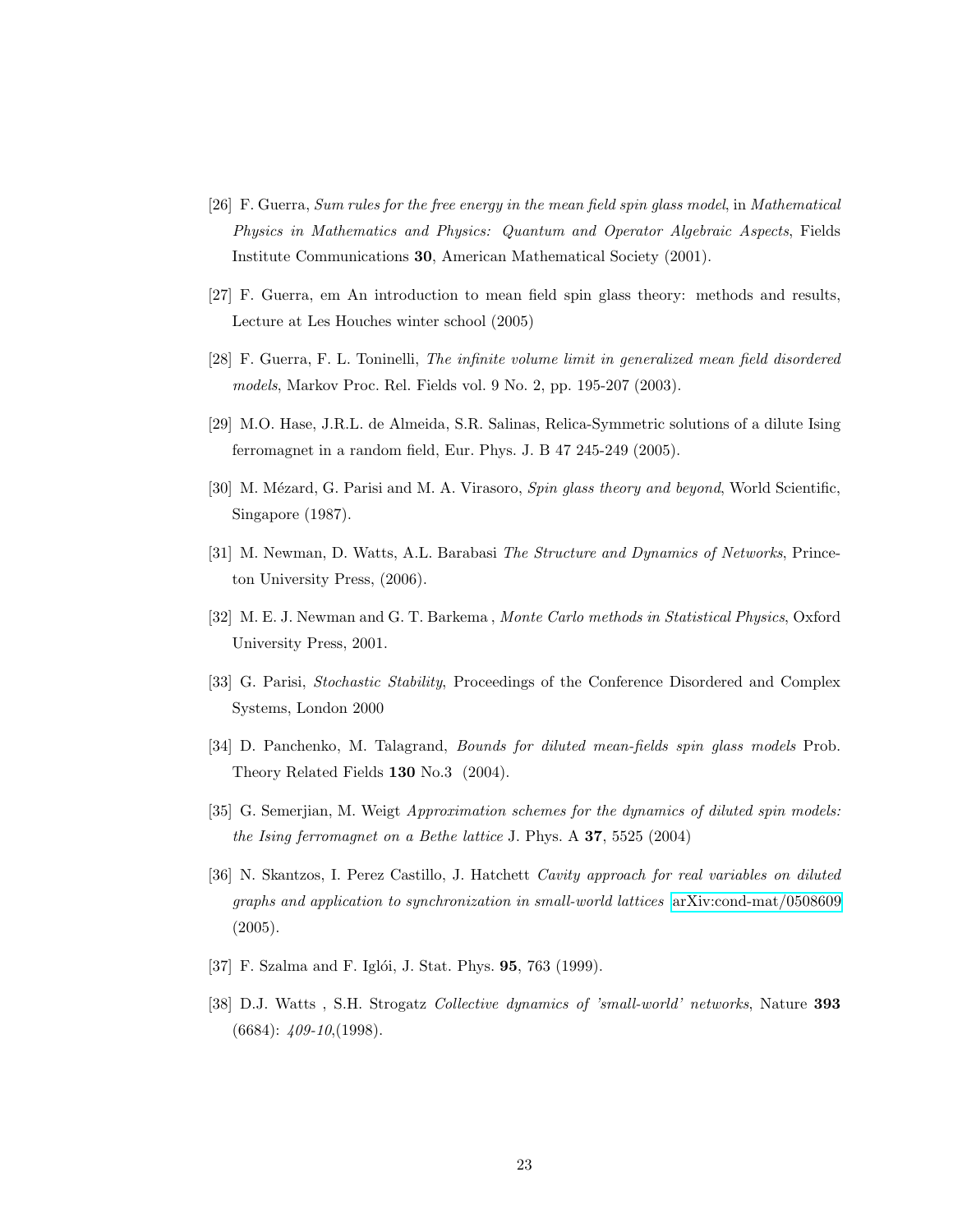[26] F. Guerra, *Sum rules for the free energy in the mean field spin glass model*, in *Mathematical Physics in Mathematics and Physics: Quantum and Operator Algebraic Aspects*, Fields Institute Communications **30**, American Mathematical Society (2001).

[27] F. Guerra, em An introduction to mean field spin glass theory: methods and results, Lecture at Les Houches winter school (2005)

[28] F. Guerra, F. L. Toninelli, *The infinite volume limit in generalized mean field disordered models*, Markov Proc. Rel. Fields vol. 9 No. 2, pp. 195-207 (2003).

[29] M.O. Hase, J.R.L. de Almeida, S.R. Salinas, Relica-Symmetric solutions of a dilute Ising ferromagnet in a random field, Eur. Phys. J. B 47 245-249 (2005).

[30] M. Mézard, G. Parisi and M. A. Virasoro, *Spin glass theory and beyond*, World Scientific, Singapore (1987).

[31] M. Newman, D. Watts, A.L. Barabasi *The Structure and Dynamics of Networks*, Princeton University Press, (2006).

[32] M. E. J. Newman and G. T. Barkema , *Monte Carlo methods in Statistical Physics*, Oxford University Press, 2001.

[33] G. Parisi, *Stochastic Stability*, Proceedings of the Conference Disordered and Complex Systems, London 2000

[34] D. Panchenko, M. Talagrand, *Bounds for diluted mean-fields spin glass models* Prob. Theory Related Fields **130** No.3 (2004).

[35] G. Semerjian, M. Weigt *Approximation schemes for the dynamics of diluted spin models: the Ising ferromagnet on a Bethe lattice* J. Phys. A **37**, 5525 (2004)

[36] N. Skantzos, I. Perez Castillo, J. Hatchett *Cavity approach for real variables on diluted graphs and application to synchronization in small-world lattices* arXiv:cond-mat/0508609 (2005).

[37] F. Szalma and F. Iglói, J. Stat. Phys. **95**, 763 (1999).

[38] D.J. Watts , S.H. Strogatz *Collective dynamics of 'small-world' networks*, Nature **393** (6684): *409-10*,(1998).